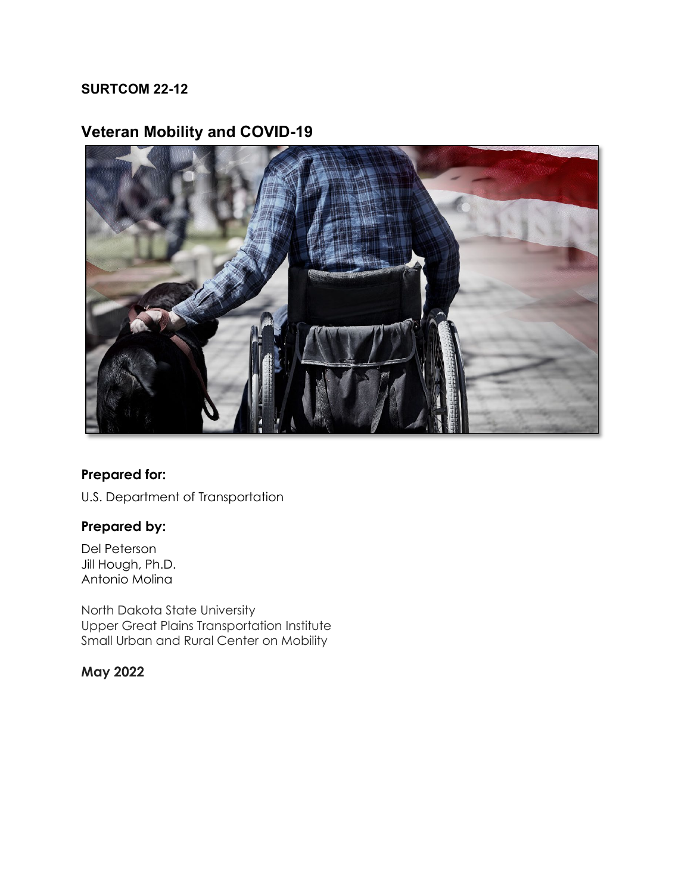**SURTCOM 22-12**

# Veteran Mobility and COVID-19

### Prepared for:

U.S. Department of Transportation

### Prepared by:

Del Peterson
Jill Hough, Ph.D.
Antonio Molina

North Dakota State University
Upper Great Plains Transportation Institute
Small Urban and Rural Center on Mobility

**May 2022**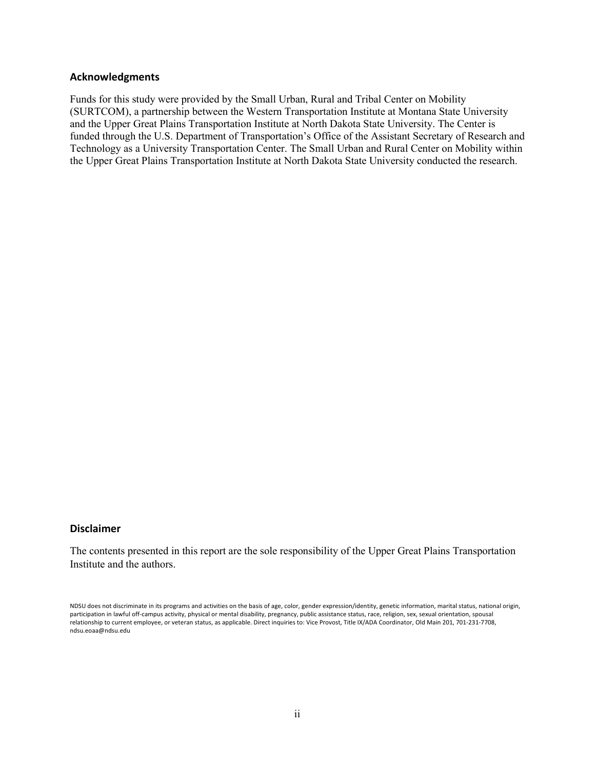## Acknowledgments

Funds for this study were provided by the Small Urban, Rural and Tribal Center on Mobility (SURTCOM), a partnership between the Western Transportation Institute at Montana State University and the Upper Great Plains Transportation Institute at North Dakota State University. The Center is funded through the U.S. Department of Transportation's Office of the Assistant Secretary of Research and Technology as a University Transportation Center. The Small Urban and Rural Center on Mobility within the Upper Great Plains Transportation Institute at North Dakota State University conducted the research.

## Disclaimer

The contents presented in this report are the sole responsibility of the Upper Great Plains Transportation Institute and the authors.

NDSU does not discriminate in its programs and activities on the basis of age, color, gender expression/identity, genetic information, marital status, national origin, participation in lawful off-campus activity, physical or mental disability, pregnancy, public assistance status, race, religion, sex, sexual orientation, spousal relationship to current employee, or veteran status, as applicable. Direct inquiries to: Vice Provost, Title IX/ADA Coordinator, Old Main 201, 701-231-7708, ndsu.eoaa@ndsu.edu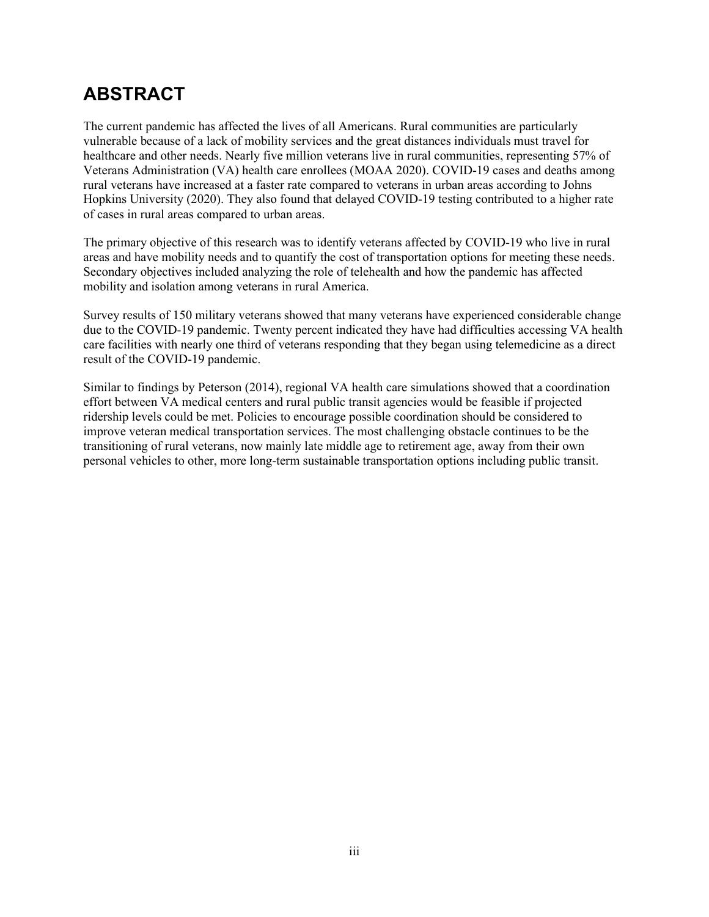# ABSTRACT

The current pandemic has affected the lives of all Americans. Rural communities are particularly vulnerable because of a lack of mobility services and the great distances individuals must travel for healthcare and other needs. Nearly five million veterans live in rural communities, representing 57% of Veterans Administration (VA) health care enrollees (MOAA 2020). COVID-19 cases and deaths among rural veterans have increased at a faster rate compared to veterans in urban areas according to Johns Hopkins University (2020). They also found that delayed COVID-19 testing contributed to a higher rate of cases in rural areas compared to urban areas.

The primary objective of this research was to identify veterans affected by COVID-19 who live in rural areas and have mobility needs and to quantify the cost of transportation options for meeting these needs. Secondary objectives included analyzing the role of telehealth and how the pandemic has affected mobility and isolation among veterans in rural America.

Survey results of 150 military veterans showed that many veterans have experienced considerable change due to the COVID-19 pandemic. Twenty percent indicated they have had difficulties accessing VA health care facilities with nearly one third of veterans responding that they began using telemedicine as a direct result of the COVID-19 pandemic.

Similar to findings by Peterson (2014), regional VA health care simulations showed that a coordination effort between VA medical centers and rural public transit agencies would be feasible if projected ridership levels could be met. Policies to encourage possible coordination should be considered to improve veteran medical transportation services. The most challenging obstacle continues to be the transitioning of rural veterans, now mainly late middle age to retirement age, away from their own personal vehicles to other, more long-term sustainable transportation options including public transit.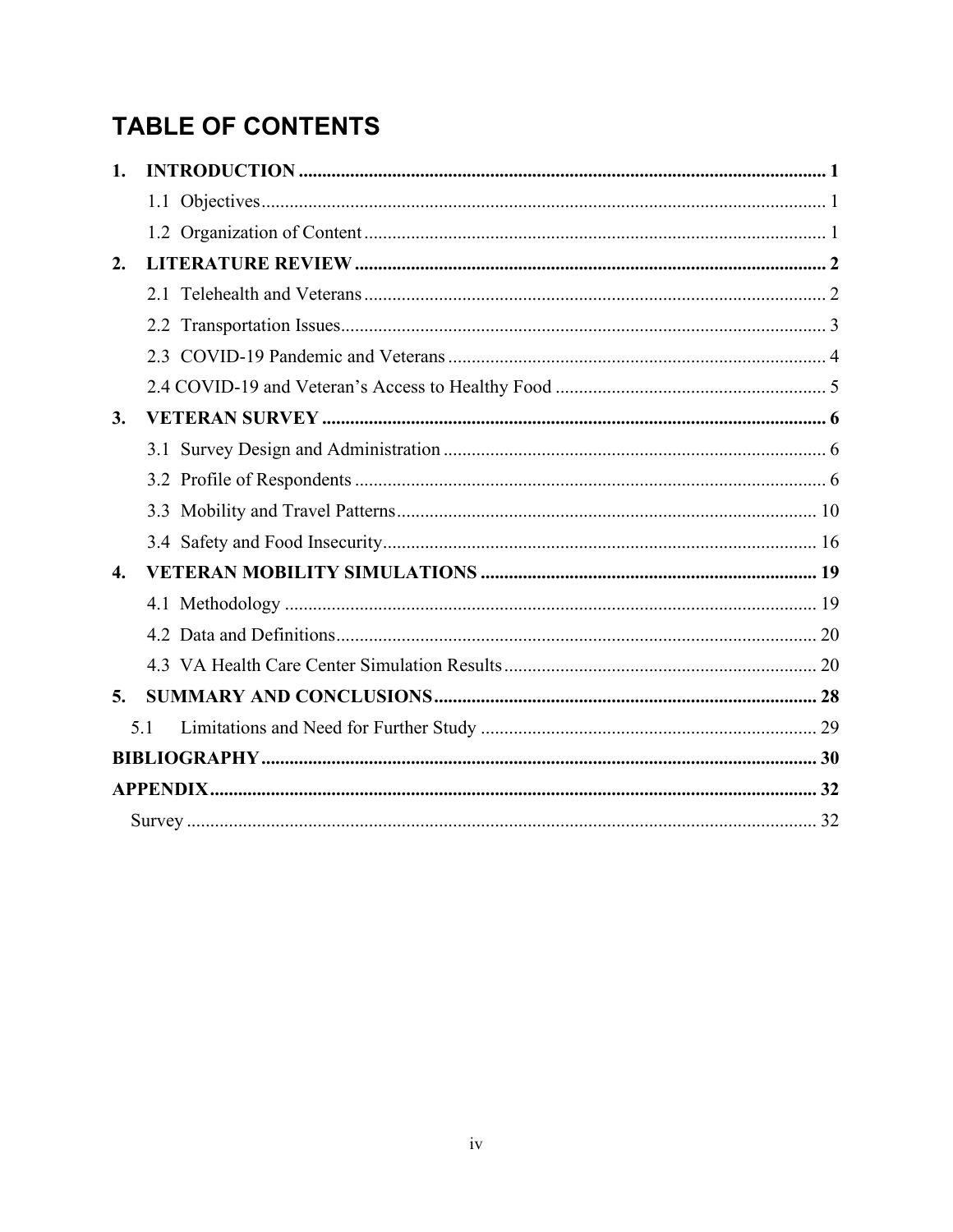# TABLE OF CONTENTS

**1. INTRODUCTION** ..... **1**

- 1.1 Objectives ..... 1
- 1.2 Organization of Content ..... 1

**2. LITERATURE REVIEW** ..... **2**

- 2.1 Telehealth and Veterans ..... 2
- 2.2 Transportation Issues ..... 3
- 2.3 COVID-19 Pandemic and Veterans ..... 4
- 2.4 COVID-19 and Veteran's Access to Healthy Food ..... 5

**3. VETERAN SURVEY** ..... **6**

- 3.1 Survey Design and Administration ..... 6
- 3.2 Profile of Respondents ..... 6
- 3.3 Mobility and Travel Patterns ..... 10
- 3.4 Safety and Food Insecurity ..... 16

**4. VETERAN MOBILITY SIMULATIONS** ..... **19**

- 4.1 Methodology ..... 19
- 4.2 Data and Definitions ..... 20
- 4.3 VA Health Care Center Simulation Results ..... 20

**5. SUMMARY AND CONCLUSIONS** ..... **28**

- 5.1 Limitations and Need for Further Study ..... 29

**BIBLIOGRAPHY** ..... **30**

**APPENDIX** ..... **32**

- Survey ..... 32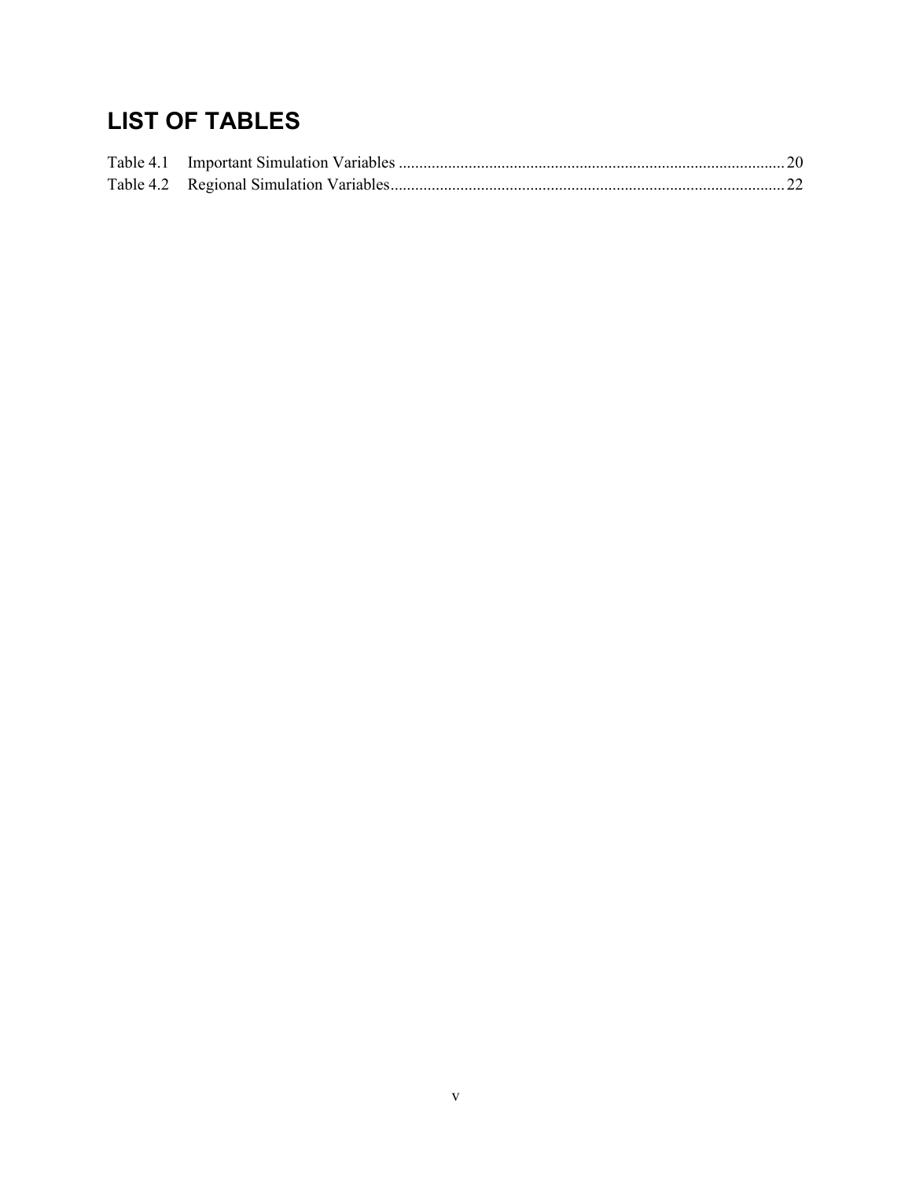# LIST OF TABLES

Table 4.1 Important Simulation Variables ............................................................................................. 20
Table 4.2 Regional Simulation Variables............................................................................................... 22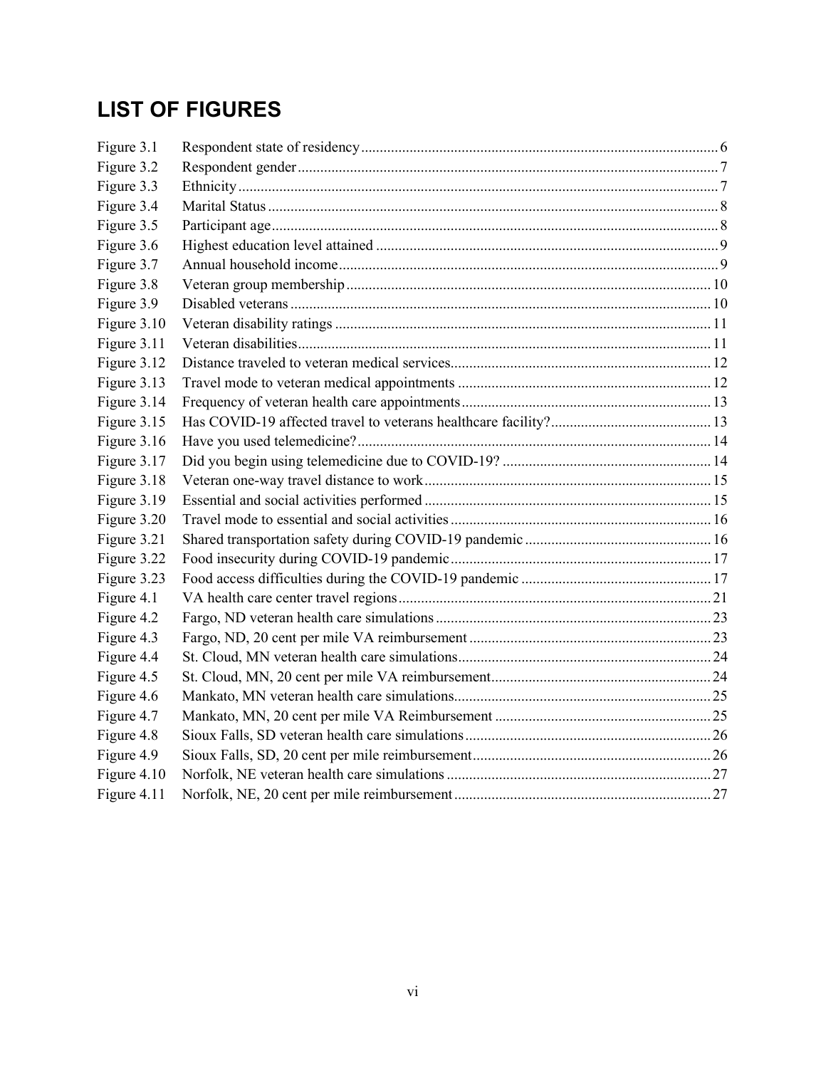# LIST OF FIGURES

| | | |
|---|---|---|
| Figure 3.1 | Respondent state of residency | 6 |
| Figure 3.2 | Respondent gender | 7 |
| Figure 3.3 | Ethnicity | 7 |
| Figure 3.4 | Marital Status | 8 |
| Figure 3.5 | Participant age | 8 |
| Figure 3.6 | Highest education level attained | 9 |
| Figure 3.7 | Annual household income | 9 |
| Figure 3.8 | Veteran group membership | 10 |
| Figure 3.9 | Disabled veterans | 10 |
| Figure 3.10 | Veteran disability ratings | 11 |
| Figure 3.11 | Veteran disabilities | 11 |
| Figure 3.12 | Distance traveled to veteran medical services | 12 |
| Figure 3.13 | Travel mode to veteran medical appointments | 12 |
| Figure 3.14 | Frequency of veteran health care appointments | 13 |
| Figure 3.15 | Has COVID-19 affected travel to veterans healthcare facility? | 13 |
| Figure 3.16 | Have you used telemedicine? | 14 |
| Figure 3.17 | Did you begin using telemedicine due to COVID-19? | 14 |
| Figure 3.18 | Veteran one-way travel distance to work | 15 |
| Figure 3.19 | Essential and social activities performed | 15 |
| Figure 3.20 | Travel mode to essential and social activities | 16 |
| Figure 3.21 | Shared transportation safety during COVID-19 pandemic | 16 |
| Figure 3.22 | Food insecurity during COVID-19 pandemic | 17 |
| Figure 3.23 | Food access difficulties during the COVID-19 pandemic | 17 |
| Figure 4.1 | VA health care center travel regions | 21 |
| Figure 4.2 | Fargo, ND veteran health care simulations | 23 |
| Figure 4.3 | Fargo, ND, 20 cent per mile VA reimbursement | 23 |
| Figure 4.4 | St. Cloud, MN veteran health care simulations | 24 |
| Figure 4.5 | St. Cloud, MN, 20 cent per mile VA reimbursement | 24 |
| Figure 4.6 | Mankato, MN veteran health care simulations | 25 |
| Figure 4.7 | Mankato, MN, 20 cent per mile VA Reimbursement | 25 |
| Figure 4.8 | Sioux Falls, SD veteran health care simulations | 26 |
| Figure 4.9 | Sioux Falls, SD, 20 cent per mile reimbursement | 26 |
| Figure 4.10 | Norfolk, NE veteran health care simulations | 27 |
| Figure 4.11 | Norfolk, NE, 20 cent per mile reimbursement | 27 |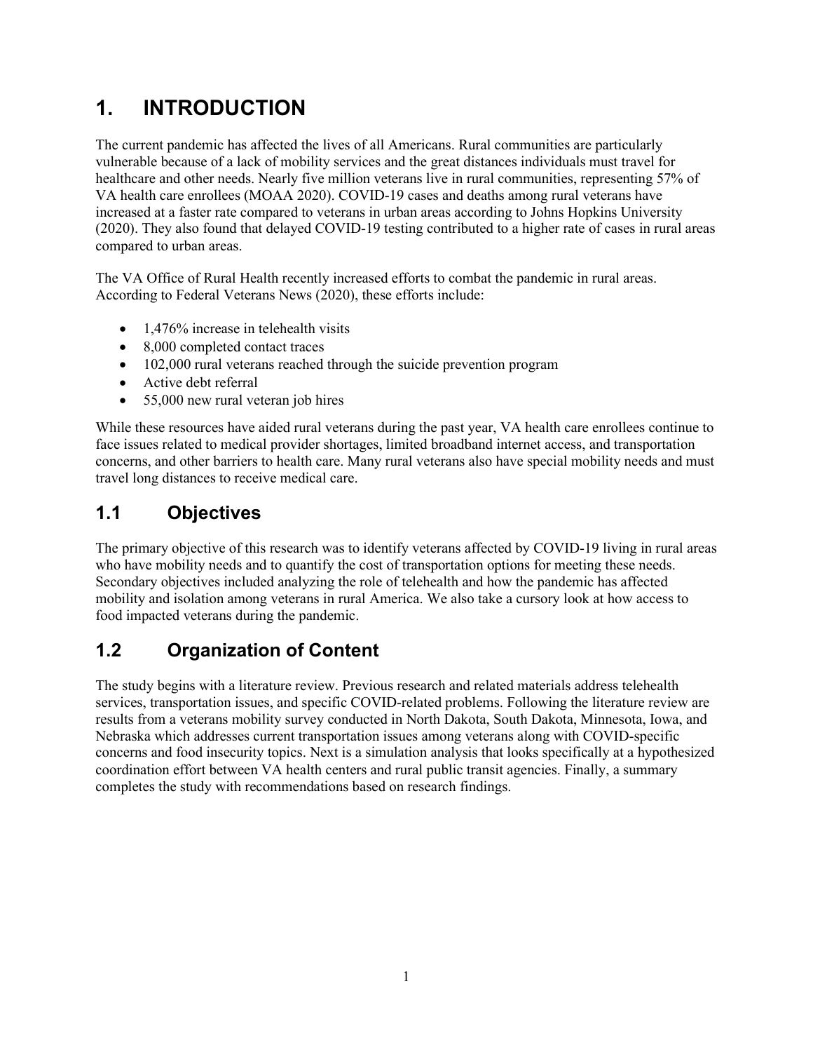# 1. INTRODUCTION

The current pandemic has affected the lives of all Americans. Rural communities are particularly vulnerable because of a lack of mobility services and the great distances individuals must travel for healthcare and other needs. Nearly five million veterans live in rural communities, representing 57% of VA health care enrollees (MOAA 2020). COVID-19 cases and deaths among rural veterans have increased at a faster rate compared to veterans in urban areas according to Johns Hopkins University (2020). They also found that delayed COVID-19 testing contributed to a higher rate of cases in rural areas compared to urban areas.

The VA Office of Rural Health recently increased efforts to combat the pandemic in rural areas. According to Federal Veterans News (2020), these efforts include:

- 1,476% increase in telehealth visits
- 8,000 completed contact traces
- 102,000 rural veterans reached through the suicide prevention program
- Active debt referral
- 55,000 new rural veteran job hires

While these resources have aided rural veterans during the past year, VA health care enrollees continue to face issues related to medical provider shortages, limited broadband internet access, and transportation concerns, and other barriers to health care. Many rural veterans also have special mobility needs and must travel long distances to receive medical care.

## 1.1 Objectives

The primary objective of this research was to identify veterans affected by COVID-19 living in rural areas who have mobility needs and to quantify the cost of transportation options for meeting these needs. Secondary objectives included analyzing the role of telehealth and how the pandemic has affected mobility and isolation among veterans in rural America. We also take a cursory look at how access to food impacted veterans during the pandemic.

## 1.2 Organization of Content

The study begins with a literature review. Previous research and related materials address telehealth services, transportation issues, and specific COVID-related problems. Following the literature review are results from a veterans mobility survey conducted in North Dakota, South Dakota, Minnesota, Iowa, and Nebraska which addresses current transportation issues among veterans along with COVID-specific concerns and food insecurity topics. Next is a simulation analysis that looks specifically at a hypothesized coordination effort between VA health centers and rural public transit agencies. Finally, a summary completes the study with recommendations based on research findings.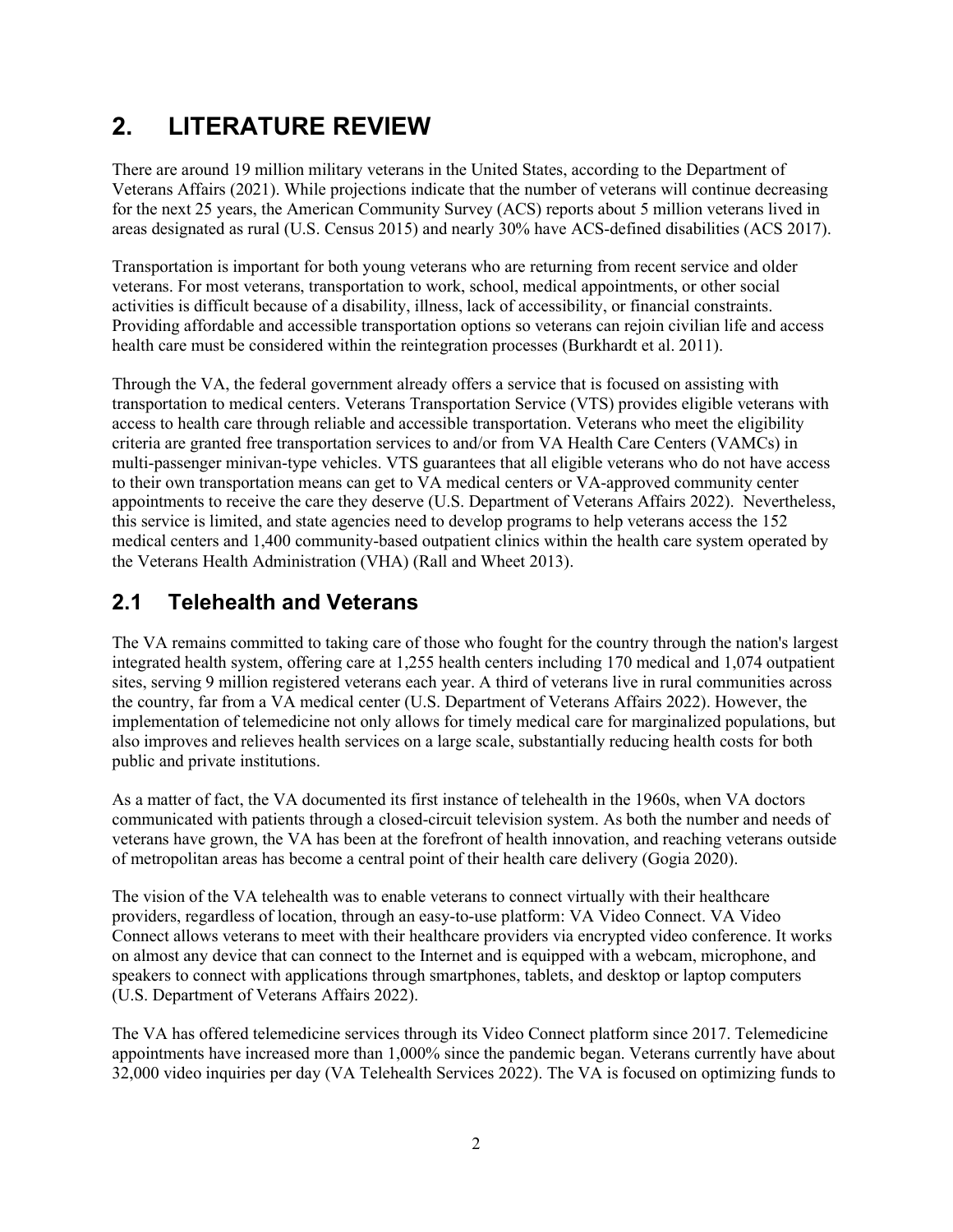# 2. LITERATURE REVIEW

There are around 19 million military veterans in the United States, according to the Department of Veterans Affairs (2021). While projections indicate that the number of veterans will continue decreasing for the next 25 years, the American Community Survey (ACS) reports about 5 million veterans lived in areas designated as rural (U.S. Census 2015) and nearly 30% have ACS-defined disabilities (ACS 2017).

Transportation is important for both young veterans who are returning from recent service and older veterans. For most veterans, transportation to work, school, medical appointments, or other social activities is difficult because of a disability, illness, lack of accessibility, or financial constraints. Providing affordable and accessible transportation options so veterans can rejoin civilian life and access health care must be considered within the reintegration processes (Burkhardt et al. 2011).

Through the VA, the federal government already offers a service that is focused on assisting with transportation to medical centers. Veterans Transportation Service (VTS) provides eligible veterans with access to health care through reliable and accessible transportation. Veterans who meet the eligibility criteria are granted free transportation services to and/or from VA Health Care Centers (VAMCs) in multi-passenger minivan-type vehicles. VTS guarantees that all eligible veterans who do not have access to their own transportation means can get to VA medical centers or VA-approved community center appointments to receive the care they deserve (U.S. Department of Veterans Affairs 2022). Nevertheless, this service is limited, and state agencies need to develop programs to help veterans access the 152 medical centers and 1,400 community-based outpatient clinics within the health care system operated by the Veterans Health Administration (VHA) (Rall and Wheet 2013).

## 2.1 Telehealth and Veterans

The VA remains committed to taking care of those who fought for the country through the nation's largest integrated health system, offering care at 1,255 health centers including 170 medical and 1,074 outpatient sites, serving 9 million registered veterans each year. A third of veterans live in rural communities across the country, far from a VA medical center (U.S. Department of Veterans Affairs 2022). However, the implementation of telemedicine not only allows for timely medical care for marginalized populations, but also improves and relieves health services on a large scale, substantially reducing health costs for both public and private institutions.

As a matter of fact, the VA documented its first instance of telehealth in the 1960s, when VA doctors communicated with patients through a closed-circuit television system. As both the number and needs of veterans have grown, the VA has been at the forefront of health innovation, and reaching veterans outside of metropolitan areas has become a central point of their health care delivery (Gogia 2020).

The vision of the VA telehealth was to enable veterans to connect virtually with their healthcare providers, regardless of location, through an easy-to-use platform: VA Video Connect. VA Video Connect allows veterans to meet with their healthcare providers via encrypted video conference. It works on almost any device that can connect to the Internet and is equipped with a webcam, microphone, and speakers to connect with applications through smartphones, tablets, and desktop or laptop computers (U.S. Department of Veterans Affairs 2022).

The VA has offered telemedicine services through its Video Connect platform since 2017. Telemedicine appointments have increased more than 1,000% since the pandemic began. Veterans currently have about 32,000 video inquiries per day (VA Telehealth Services 2022). The VA is focused on optimizing funds to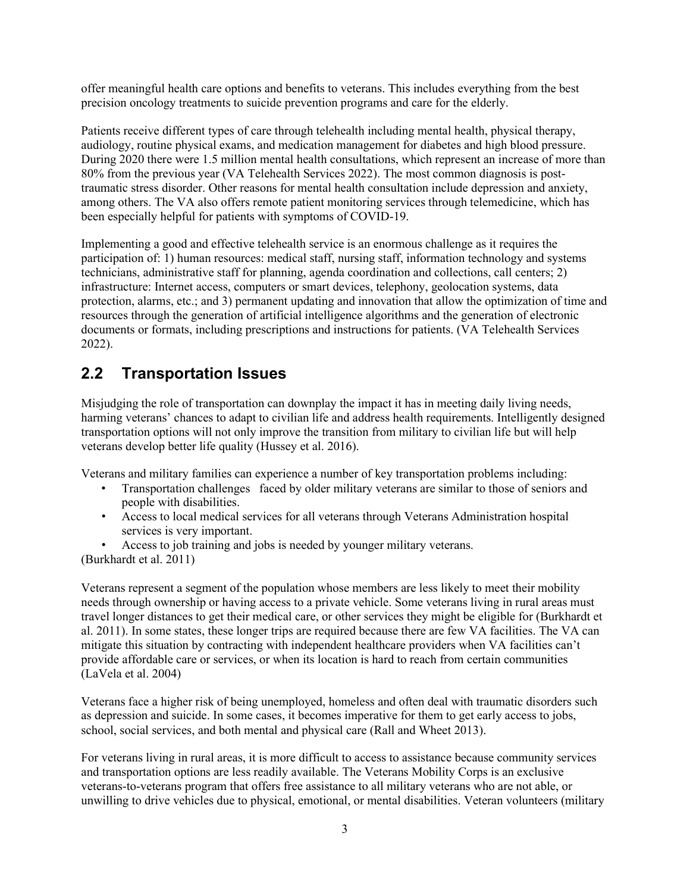offer meaningful health care options and benefits to veterans. This includes everything from the best precision oncology treatments to suicide prevention programs and care for the elderly.

Patients receive different types of care through telehealth including mental health, physical therapy, audiology, routine physical exams, and medication management for diabetes and high blood pressure. During 2020 there were 1.5 million mental health consultations, which represent an increase of more than 80% from the previous year (VA Telehealth Services 2022). The most common diagnosis is post-traumatic stress disorder. Other reasons for mental health consultation include depression and anxiety, among others. The VA also offers remote patient monitoring services through telemedicine, which has been especially helpful for patients with symptoms of COVID-19.

Implementing a good and effective telehealth service is an enormous challenge as it requires the participation of: 1) human resources: medical staff, nursing staff, information technology and systems technicians, administrative staff for planning, agenda coordination and collections, call centers; 2) infrastructure: Internet access, computers or smart devices, telephony, geolocation systems, data protection, alarms, etc.; and 3) permanent updating and innovation that allow the optimization of time and resources through the generation of artificial intelligence algorithms and the generation of electronic documents or formats, including prescriptions and instructions for patients. (VA Telehealth Services 2022).

## 2.2 Transportation Issues

Misjudging the role of transportation can downplay the impact it has in meeting daily living needs, harming veterans' chances to adapt to civilian life and address health requirements. Intelligently designed transportation options will not only improve the transition from military to civilian life but will help veterans develop better life quality (Hussey et al. 2016).

Veterans and military families can experience a number of key transportation problems including:

- Transportation challenges faced by older military veterans are similar to those of seniors and people with disabilities.
- Access to local medical services for all veterans through Veterans Administration hospital services is very important.
- Access to job training and jobs is needed by younger military veterans.

(Burkhardt et al. 2011)

Veterans represent a segment of the population whose members are less likely to meet their mobility needs through ownership or having access to a private vehicle. Some veterans living in rural areas must travel longer distances to get their medical care, or other services they might be eligible for (Burkhardt et al. 2011). In some states, these longer trips are required because there are few VA facilities. The VA can mitigate this situation by contracting with independent healthcare providers when VA facilities can't provide affordable care or services, or when its location is hard to reach from certain communities (LaVela et al. 2004)

Veterans face a higher risk of being unemployed, homeless and often deal with traumatic disorders such as depression and suicide. In some cases, it becomes imperative for them to get early access to jobs, school, social services, and both mental and physical care (Rall and Wheet 2013).

For veterans living in rural areas, it is more difficult to access to assistance because community services and transportation options are less readily available. The Veterans Mobility Corps is an exclusive veterans-to-veterans program that offers free assistance to all military veterans who are not able, or unwilling to drive vehicles due to physical, emotional, or mental disabilities. Veteran volunteers (military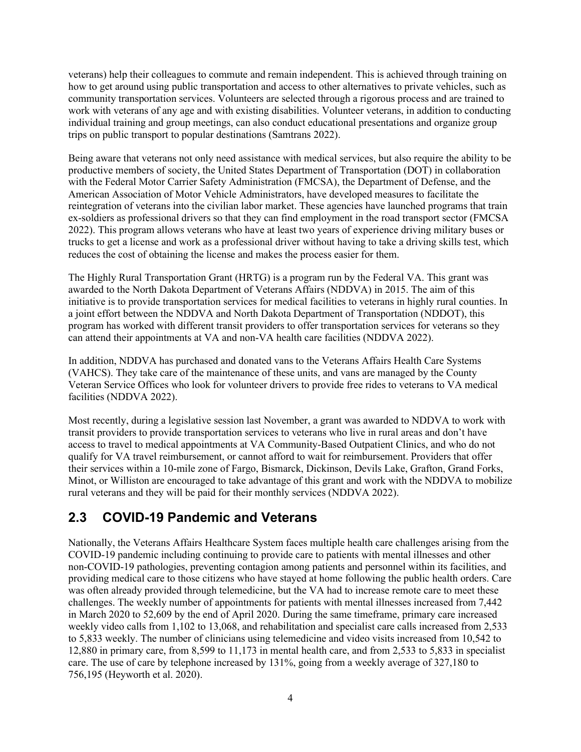veterans) help their colleagues to commute and remain independent. This is achieved through training on how to get around using public transportation and access to other alternatives to private vehicles, such as community transportation services. Volunteers are selected through a rigorous process and are trained to work with veterans of any age and with existing disabilities. Volunteer veterans, in addition to conducting individual training and group meetings, can also conduct educational presentations and organize group trips on public transport to popular destinations (Samtrans 2022).

Being aware that veterans not only need assistance with medical services, but also require the ability to be productive members of society, the United States Department of Transportation (DOT) in collaboration with the Federal Motor Carrier Safety Administration (FMCSA), the Department of Defense, and the American Association of Motor Vehicle Administrators, have developed measures to facilitate the reintegration of veterans into the civilian labor market. These agencies have launched programs that train ex-soldiers as professional drivers so that they can find employment in the road transport sector (FMCSA 2022). This program allows veterans who have at least two years of experience driving military buses or trucks to get a license and work as a professional driver without having to take a driving skills test, which reduces the cost of obtaining the license and makes the process easier for them.

The Highly Rural Transportation Grant (HRTG) is a program run by the Federal VA. This grant was awarded to the North Dakota Department of Veterans Affairs (NDDVA) in 2015. The aim of this initiative is to provide transportation services for medical facilities to veterans in highly rural counties. In a joint effort between the NDDVA and North Dakota Department of Transportation (NDDOT), this program has worked with different transit providers to offer transportation services for veterans so they can attend their appointments at VA and non-VA health care facilities (NDDVA 2022).

In addition, NDDVA has purchased and donated vans to the Veterans Affairs Health Care Systems (VAHCS). They take care of the maintenance of these units, and vans are managed by the County Veteran Service Offices who look for volunteer drivers to provide free rides to veterans to VA medical facilities (NDDVA 2022).

Most recently, during a legislative session last November, a grant was awarded to NDDVA to work with transit providers to provide transportation services to veterans who live in rural areas and don't have access to travel to medical appointments at VA Community-Based Outpatient Clinics, and who do not qualify for VA travel reimbursement, or cannot afford to wait for reimbursement. Providers that offer their services within a 10-mile zone of Fargo, Bismarck, Dickinson, Devils Lake, Grafton, Grand Forks, Minot, or Williston are encouraged to take advantage of this grant and work with the NDDVA to mobilize rural veterans and they will be paid for their monthly services (NDDVA 2022).

## 2.3 COVID-19 Pandemic and Veterans

Nationally, the Veterans Affairs Healthcare System faces multiple health care challenges arising from the COVID-19 pandemic including continuing to provide care to patients with mental illnesses and other non-COVID-19 pathologies, preventing contagion among patients and personnel within its facilities, and providing medical care to those citizens who have stayed at home following the public health orders. Care was often already provided through telemedicine, but the VA had to increase remote care to meet these challenges. The weekly number of appointments for patients with mental illnesses increased from 7,442 in March 2020 to 52,609 by the end of April 2020. During the same timeframe, primary care increased weekly video calls from 1,102 to 13,068, and rehabilitation and specialist care calls increased from 2,533 to 5,833 weekly. The number of clinicians using telemedicine and video visits increased from 10,542 to 12,880 in primary care, from 8,599 to 11,173 in mental health care, and from 2,533 to 5,833 in specialist care. The use of care by telephone increased by 131%, going from a weekly average of 327,180 to 756,195 (Heyworth et al. 2020).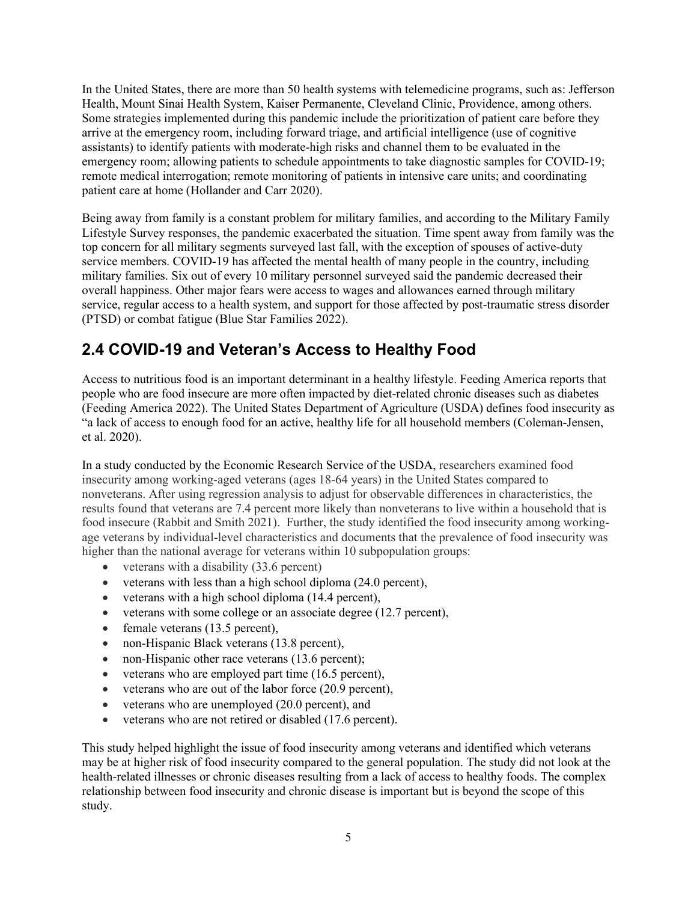In the United States, there are more than 50 health systems with telemedicine programs, such as: Jefferson Health, Mount Sinai Health System, Kaiser Permanente, Cleveland Clinic, Providence, among others. Some strategies implemented during this pandemic include the prioritization of patient care before they arrive at the emergency room, including forward triage, and artificial intelligence (use of cognitive assistants) to identify patients with moderate-high risks and channel them to be evaluated in the emergency room; allowing patients to schedule appointments to take diagnostic samples for COVID-19; remote medical interrogation; remote monitoring of patients in intensive care units; and coordinating patient care at home (Hollander and Carr 2020).

Being away from family is a constant problem for military families, and according to the Military Family Lifestyle Survey responses, the pandemic exacerbated the situation. Time spent away from family was the top concern for all military segments surveyed last fall, with the exception of spouses of active-duty service members. COVID-19 has affected the mental health of many people in the country, including military families. Six out of every 10 military personnel surveyed said the pandemic decreased their overall happiness. Other major fears were access to wages and allowances earned through military service, regular access to a health system, and support for those affected by post-traumatic stress disorder (PTSD) or combat fatigue (Blue Star Families 2022).

## 2.4 COVID-19 and Veteran's Access to Healthy Food

Access to nutritious food is an important determinant in a healthy lifestyle. Feeding America reports that people who are food insecure are more often impacted by diet-related chronic diseases such as diabetes (Feeding America 2022). The United States Department of Agriculture (USDA) defines food insecurity as "a lack of access to enough food for an active, healthy life for all household members (Coleman-Jensen, et al. 2020).

In a study conducted by the Economic Research Service of the USDA, researchers examined food insecurity among working-aged veterans (ages 18-64 years) in the United States compared to nonveterans. After using regression analysis to adjust for observable differences in characteristics, the results found that veterans are 7.4 percent more likely than nonveterans to live within a household that is food insecure (Rabbit and Smith 2021). Further, the study identified the food insecurity among working-age veterans by individual-level characteristics and documents that the prevalence of food insecurity was higher than the national average for veterans within 10 subpopulation groups:

- veterans with a disability (33.6 percent)
- veterans with less than a high school diploma (24.0 percent),
- veterans with a high school diploma (14.4 percent),
- veterans with some college or an associate degree (12.7 percent),
- female veterans (13.5 percent),
- non-Hispanic Black veterans (13.8 percent),
- non-Hispanic other race veterans (13.6 percent);
- veterans who are employed part time (16.5 percent),
- veterans who are out of the labor force (20.9 percent),
- veterans who are unemployed (20.0 percent), and
- veterans who are not retired or disabled (17.6 percent).

This study helped highlight the issue of food insecurity among veterans and identified which veterans may be at higher risk of food insecurity compared to the general population. The study did not look at the health-related illnesses or chronic diseases resulting from a lack of access to healthy foods. The complex relationship between food insecurity and chronic disease is important but is beyond the scope of this study.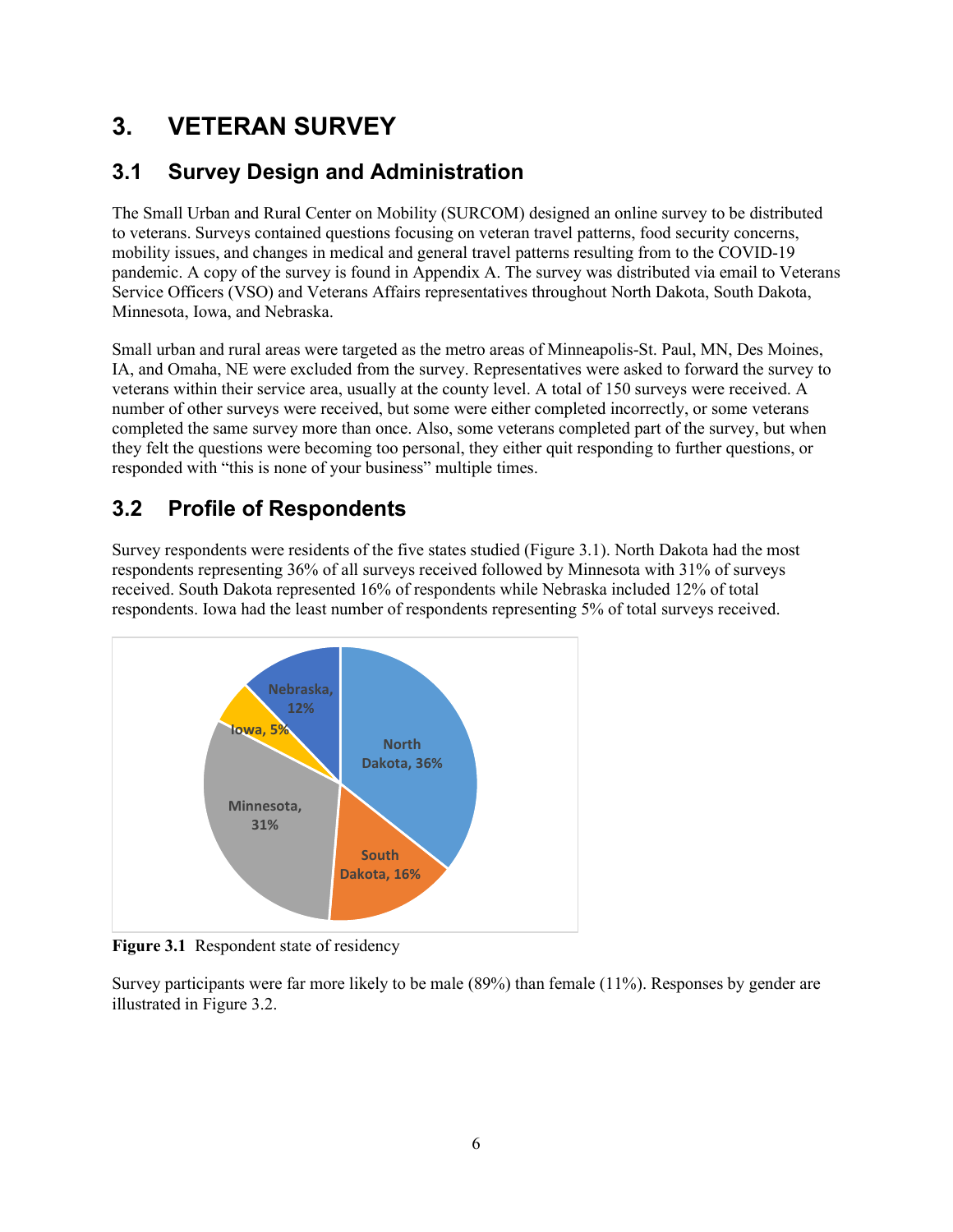# 3. VETERAN SURVEY

## 3.1 Survey Design and Administration

The Small Urban and Rural Center on Mobility (SURCOM) designed an online survey to be distributed to veterans. Surveys contained questions focusing on veteran travel patterns, food security concerns, mobility issues, and changes in medical and general travel patterns resulting from to the COVID-19 pandemic. A copy of the survey is found in Appendix A. The survey was distributed via email to Veterans Service Officers (VSO) and Veterans Affairs representatives throughout North Dakota, South Dakota, Minnesota, Iowa, and Nebraska.

Small urban and rural areas were targeted as the metro areas of Minneapolis-St. Paul, MN, Des Moines, IA, and Omaha, NE were excluded from the survey. Representatives were asked to forward the survey to veterans within their service area, usually at the county level. A total of 150 surveys were received. A number of other surveys were received, but some were either completed incorrectly, or some veterans completed the same survey more than once. Also, some veterans completed part of the survey, but when they felt the questions were becoming too personal, they either quit responding to further questions, or responded with "this is none of your business" multiple times.

## 3.2 Profile of Respondents

Survey respondents were residents of the five states studied (Figure 3.1). North Dakota had the most respondents representing 36% of all surveys received followed by Minnesota with 31% of surveys received. South Dakota represented 16% of respondents while Nebraska included 12% of total respondents. Iowa had the least number of respondents representing 5% of total surveys received.

| State | Percent |
|---|---|
| North Dakota | 36% |
| Minnesota | 31% |
| South Dakota | 16% |
| Nebraska | 12% |
| Iowa | 5% |

**Figure 3.1** Respondent state of residency

Survey participants were far more likely to be male (89%) than female (11%). Responses by gender are illustrated in Figure 3.2.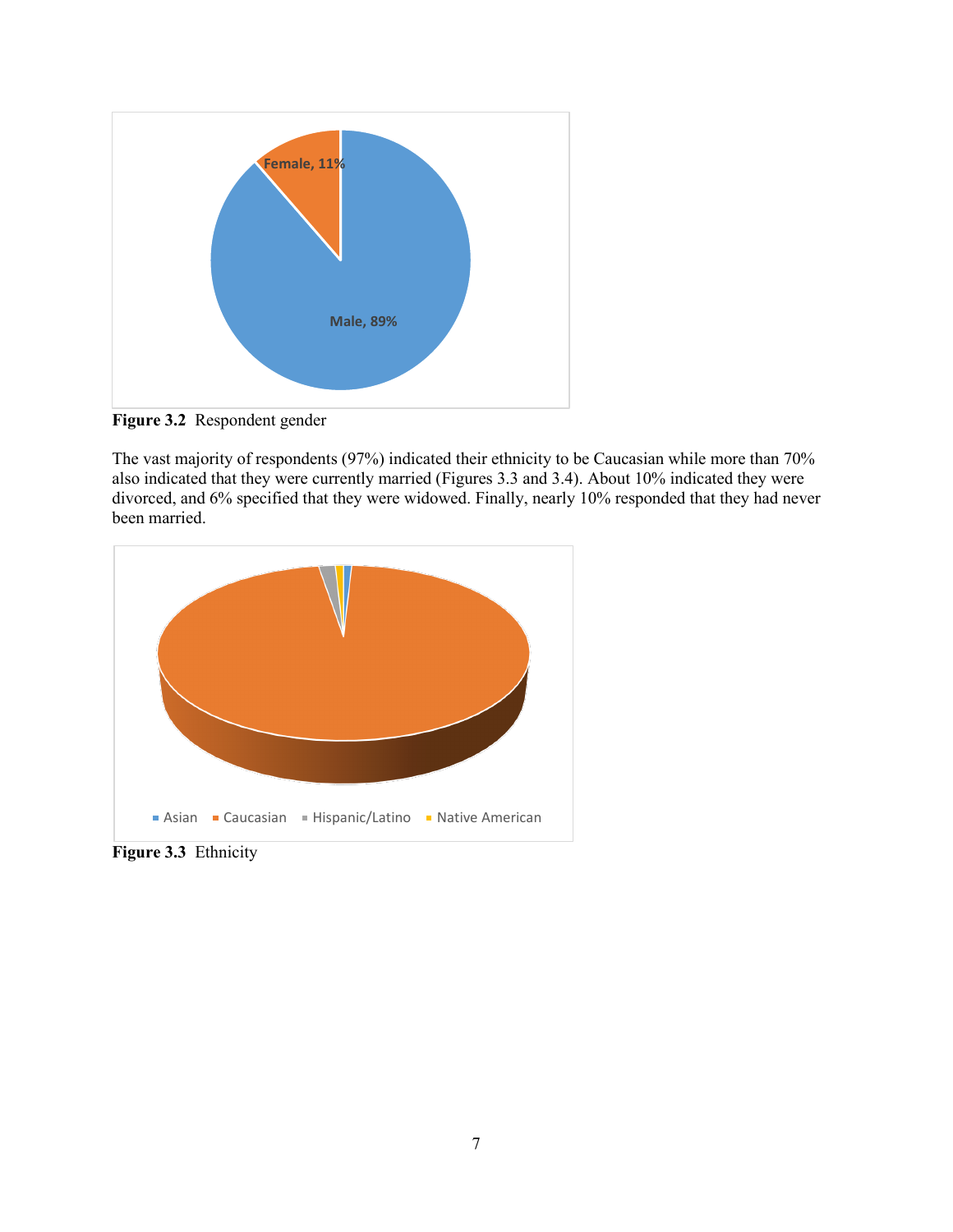**Figure 3.2** Respondent gender

The vast majority of respondents (97%) indicated their ethnicity to be Caucasian while more than 70% also indicated that they were currently married (Figures 3.3 and 3.4). About 10% indicated they were divorced, and 6% specified that they were widowed. Finally, nearly 10% responded that they had never been married.

**Figure 3.3** Ethnicity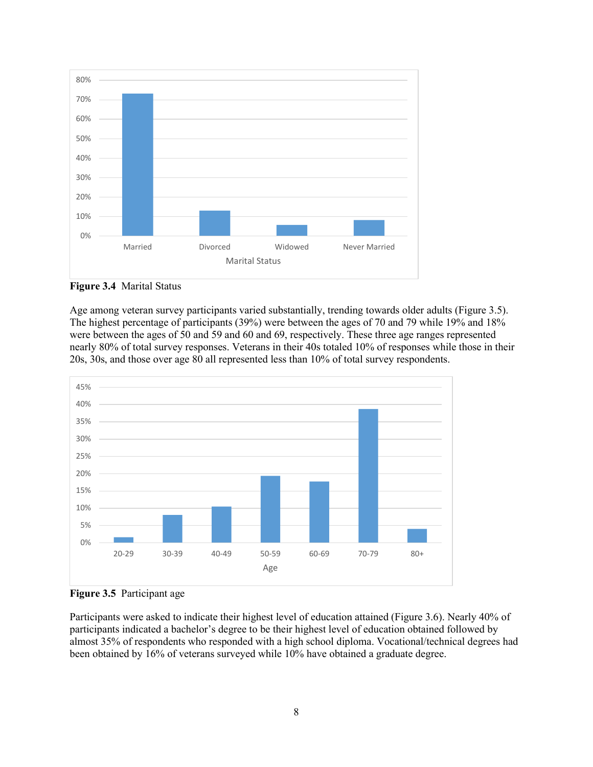**Figure 3.4** Marital Status

Age among veteran survey participants varied substantially, trending towards older adults (Figure 3.5). The highest percentage of participants (39%) were between the ages of 70 and 79 while 19% and 18% were between the ages of 50 and 59 and 60 and 69, respectively. These three age ranges represented nearly 80% of total survey responses. Veterans in their 40s totaled 10% of responses while those in their 20s, 30s, and those over age 80 all represented less than 10% of total survey respondents.

**Figure 3.5** Participant age

Participants were asked to indicate their highest level of education attained (Figure 3.6). Nearly 40% of participants indicated a bachelor's degree to be their highest level of education obtained followed by almost 35% of respondents who responded with a high school diploma. Vocational/technical degrees had been obtained by 16% of veterans surveyed while 10% have obtained a graduate degree.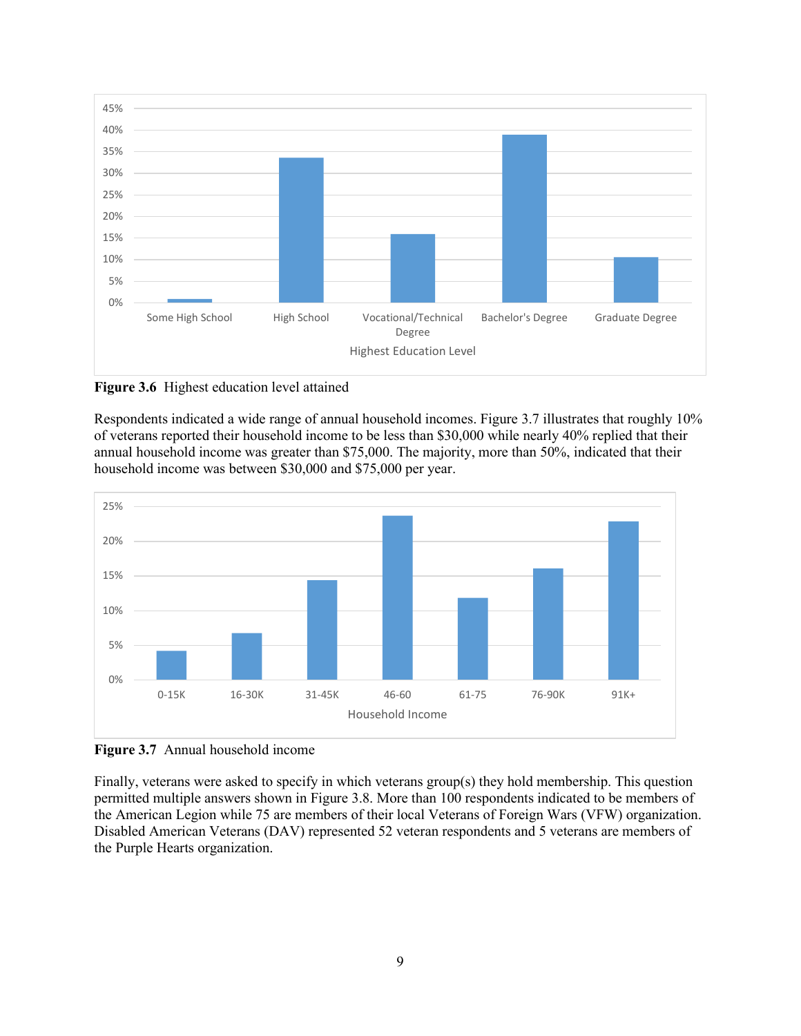**Figure 3.6** Highest education level attained

Respondents indicated a wide range of annual household incomes. Figure 3.7 illustrates that roughly 10% of veterans reported their household income to be less than $30,000 while nearly 40% replied that their annual household income was greater than $75,000. The majority, more than 50%, indicated that their household income was between $30,000 and $75,000 per year.

**Figure 3.7** Annual household income

Finally, veterans were asked to specify in which veterans group(s) they hold membership. This question permitted multiple answers shown in Figure 3.8. More than 100 respondents indicated to be members of the American Legion while 75 are members of their local Veterans of Foreign Wars (VFW) organization. Disabled American Veterans (DAV) represented 52 veteran respondents and 5 veterans are members of the Purple Hearts organization.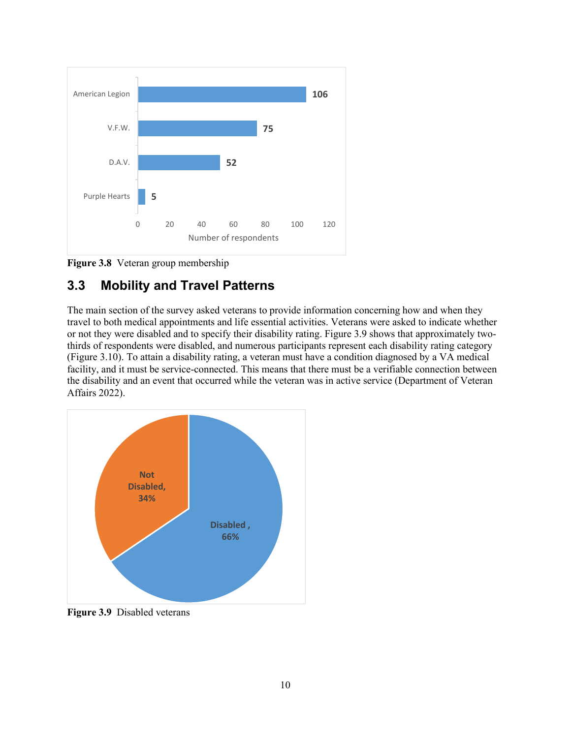**Figure 3.8** Veteran group membership

## 3.3 Mobility and Travel Patterns

The main section of the survey asked veterans to provide information concerning how and when they travel to both medical appointments and life essential activities. Veterans were asked to indicate whether or not they were disabled and to specify their disability rating. Figure 3.9 shows that approximately two-thirds of respondents were disabled, and numerous participants represent each disability rating category (Figure 3.10). To attain a disability rating, a veteran must have a condition diagnosed by a VA medical facility, and it must be service-connected. This means that there must be a verifiable connection between the disability and an event that occurred while the veteran was in active service (Department of Veteran Affairs 2022).

**Figure 3.9** Disabled veterans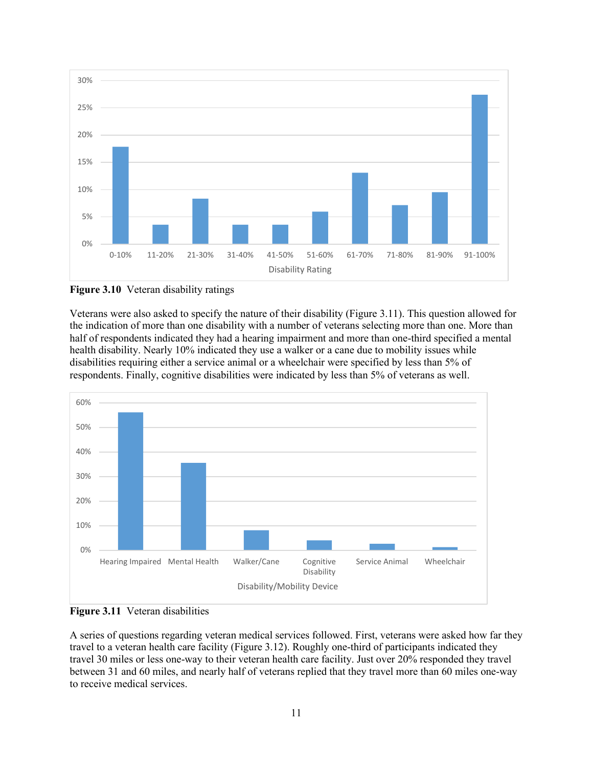**Figure 3.10** Veteran disability ratings

Veterans were also asked to specify the nature of their disability (Figure 3.11). This question allowed for the indication of more than one disability with a number of veterans selecting more than one. More than half of respondents indicated they had a hearing impairment and more than one-third specified a mental health disability. Nearly 10% indicated they use a walker or a cane due to mobility issues while disabilities requiring either a service animal or a wheelchair were specified by less than 5% of respondents. Finally, cognitive disabilities were indicated by less than 5% of veterans as well.

**Figure 3.11** Veteran disabilities

A series of questions regarding veteran medical services followed. First, veterans were asked how far they travel to a veteran health care facility (Figure 3.12). Roughly one-third of participants indicated they travel 30 miles or less one-way to their veteran health care facility. Just over 20% responded they travel between 31 and 60 miles, and nearly half of veterans replied that they travel more than 60 miles one-way to receive medical services.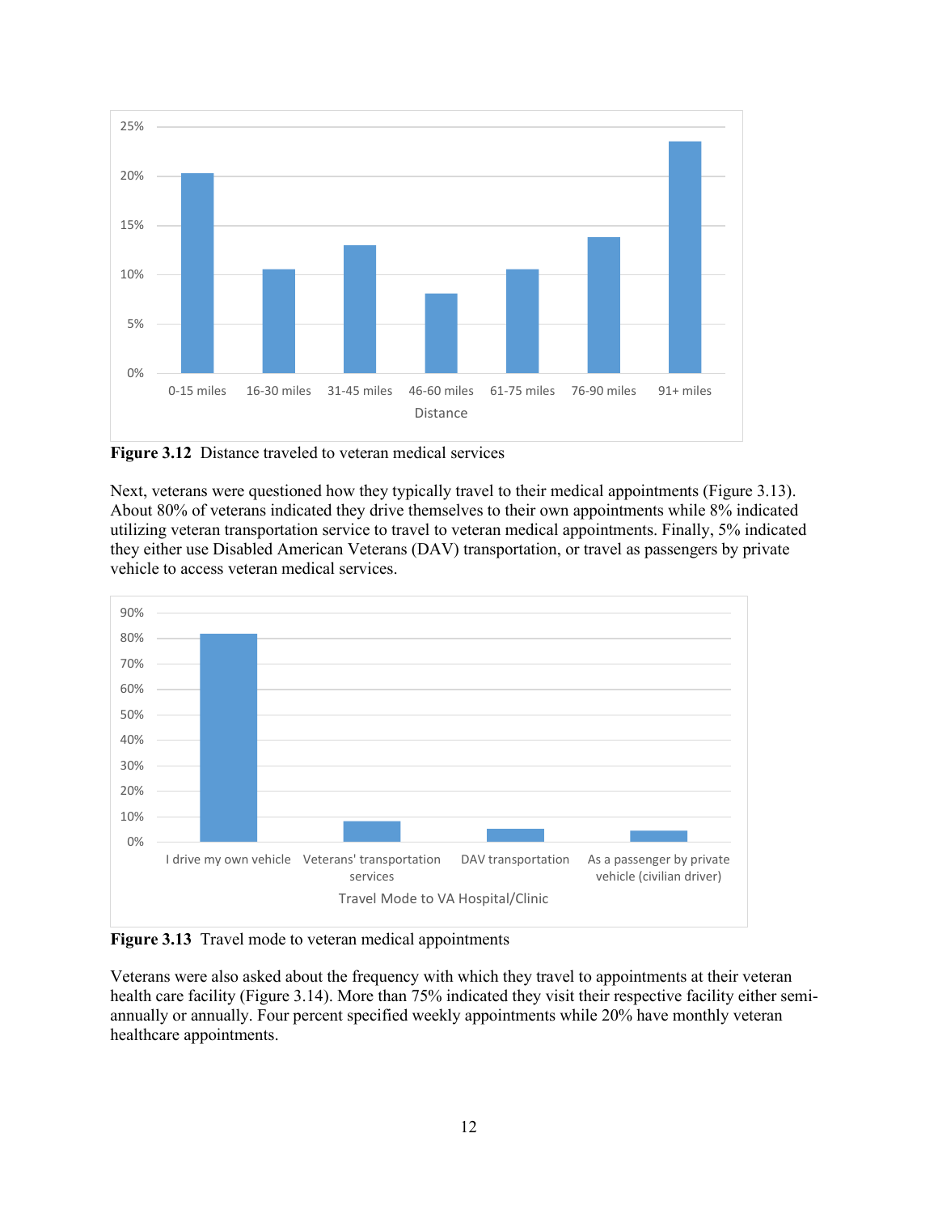**Figure 3.12** Distance traveled to veteran medical services

Next, veterans were questioned how they typically travel to their medical appointments (Figure 3.13). About 80% of veterans indicated they drive themselves to their own appointments while 8% indicated utilizing veteran transportation service to travel to veteran medical appointments. Finally, 5% indicated they either use Disabled American Veterans (DAV) transportation, or travel as passengers by private vehicle to access veteran medical services.

**Figure 3.13** Travel mode to veteran medical appointments

Veterans were also asked about the frequency with which they travel to appointments at their veteran health care facility (Figure 3.14). More than 75% indicated they visit their respective facility either semi-annually or annually. Four percent specified weekly appointments while 20% have monthly veteran healthcare appointments.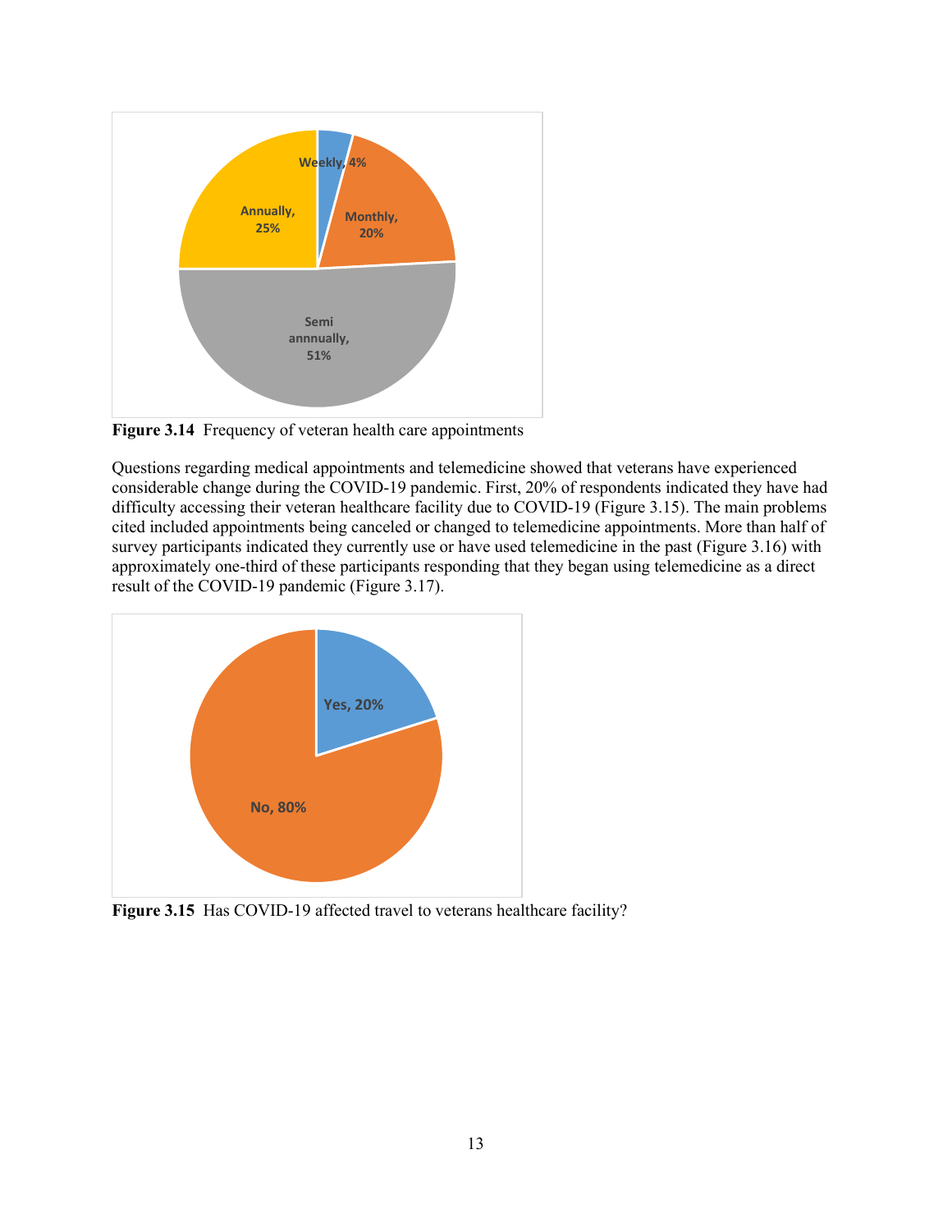**Figure 3.14** Frequency of veteran health care appointments

Questions regarding medical appointments and telemedicine showed that veterans have experienced considerable change during the COVID-19 pandemic. First, 20% of respondents indicated they have had difficulty accessing their veteran healthcare facility due to COVID-19 (Figure 3.15). The main problems cited included appointments being canceled or changed to telemedicine appointments. More than half of survey participants indicated they currently use or have used telemedicine in the past (Figure 3.16) with approximately one-third of these participants responding that they began using telemedicine as a direct result of the COVID-19 pandemic (Figure 3.17).

**Figure 3.15** Has COVID-19 affected travel to veterans healthcare facility?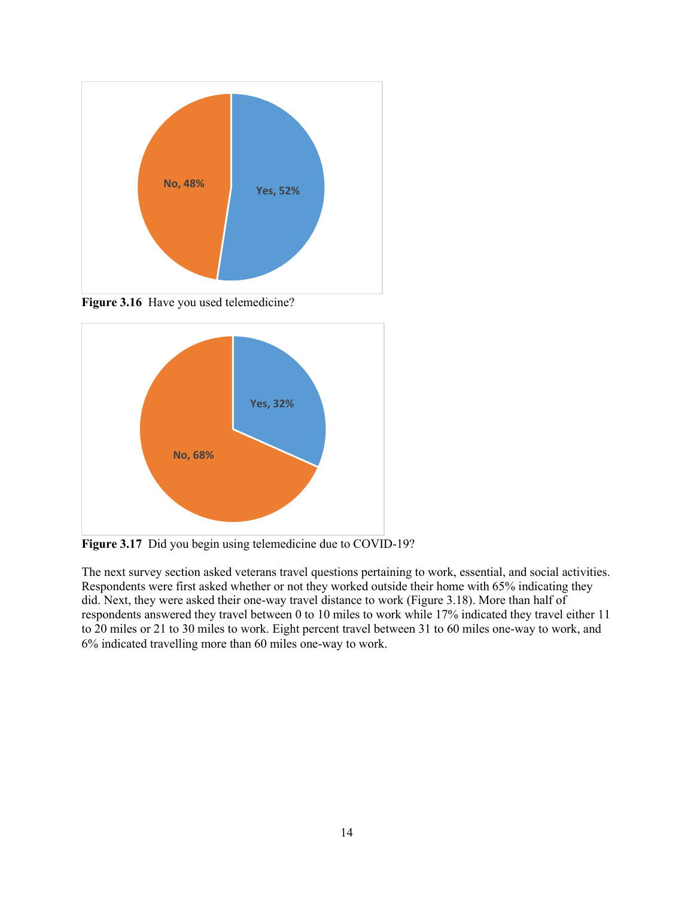Figure 3.16 Have you used telemedicine?

Figure 3.17 Did you begin using telemedicine due to COVID-19?

The next survey section asked veterans travel questions pertaining to work, essential, and social activities. Respondents were first asked whether or not they worked outside their home with 65% indicating they did. Next, they were asked their one-way travel distance to work (Figure 3.18). More than half of respondents answered they travel between 0 to 10 miles to work while 17% indicated they travel either 11 to 20 miles or 21 to 30 miles to work. Eight percent travel between 31 to 60 miles one-way to work, and 6% indicated travelling more than 60 miles one-way to work.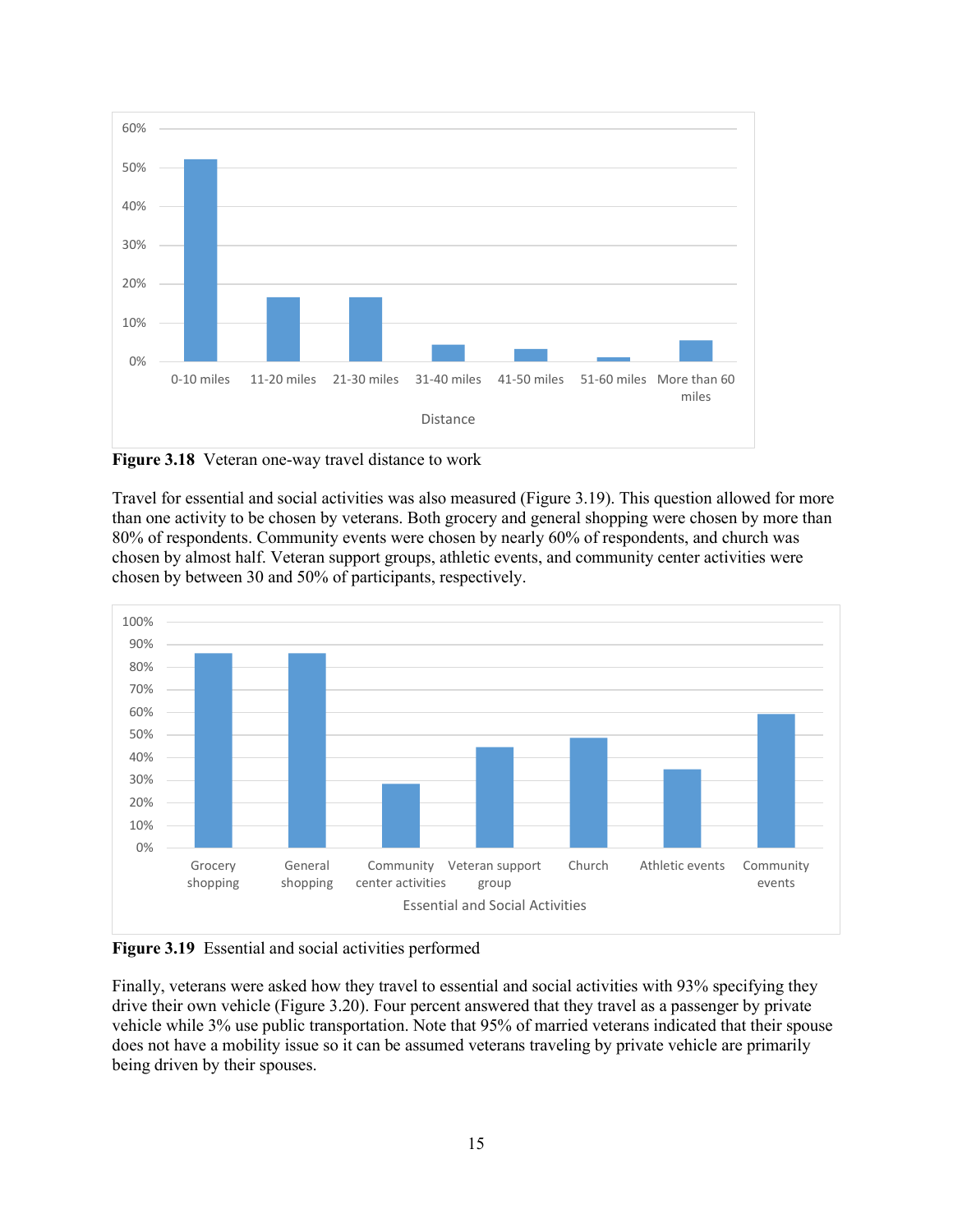**Figure 3.18** Veteran one-way travel distance to work

Travel for essential and social activities was also measured (Figure 3.19). This question allowed for more than one activity to be chosen by veterans. Both grocery and general shopping were chosen by more than 80% of respondents. Community events were chosen by nearly 60% of respondents, and church was chosen by almost half. Veteran support groups, athletic events, and community center activities were chosen by between 30 and 50% of participants, respectively.

**Figure 3.19** Essential and social activities performed

Finally, veterans were asked how they travel to essential and social activities with 93% specifying they drive their own vehicle (Figure 3.20). Four percent answered that they travel as a passenger by private vehicle while 3% use public transportation. Note that 95% of married veterans indicated that their spouse does not have a mobility issue so it can be assumed veterans traveling by private vehicle are primarily being driven by their spouses.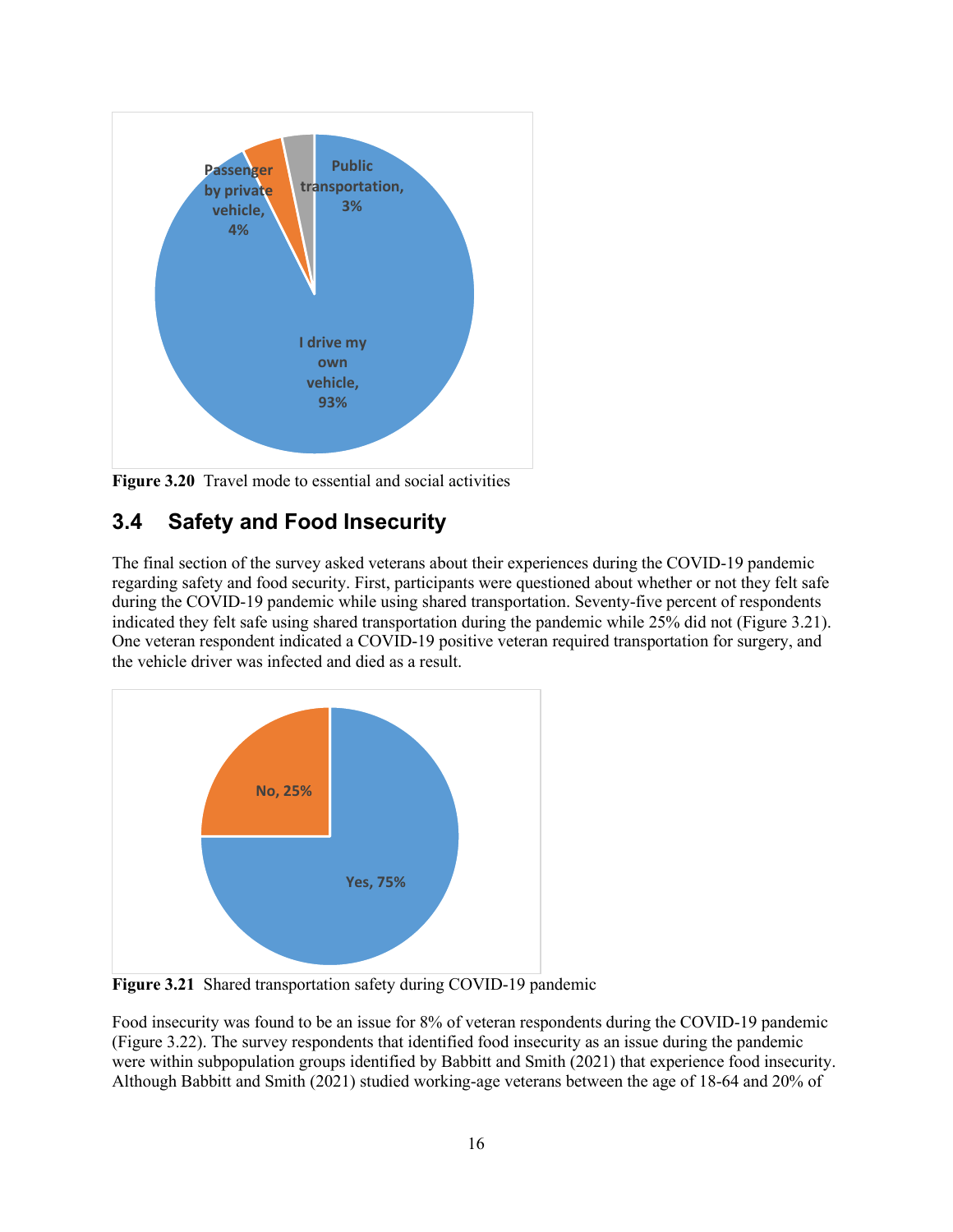Figure 3.20 Travel mode to essential and social activities

## 3.4 Safety and Food Insecurity

The final section of the survey asked veterans about their experiences during the COVID-19 pandemic regarding safety and food security. First, participants were questioned about whether or not they felt safe during the COVID-19 pandemic while using shared transportation. Seventy-five percent of respondents indicated they felt safe using shared transportation during the pandemic while 25% did not (Figure 3.21). One veteran respondent indicated a COVID-19 positive veteran required transportation for surgery, and the vehicle driver was infected and died as a result.

**Figure 3.21** Shared transportation safety during COVID-19 pandemic

Food insecurity was found to be an issue for 8% of veteran respondents during the COVID-19 pandemic (Figure 3.22). The survey respondents that identified food insecurity as an issue during the pandemic were within subpopulation groups identified by Babbitt and Smith (2021) that experience food insecurity. Although Babbitt and Smith (2021) studied working-age veterans between the age of 18-64 and 20% of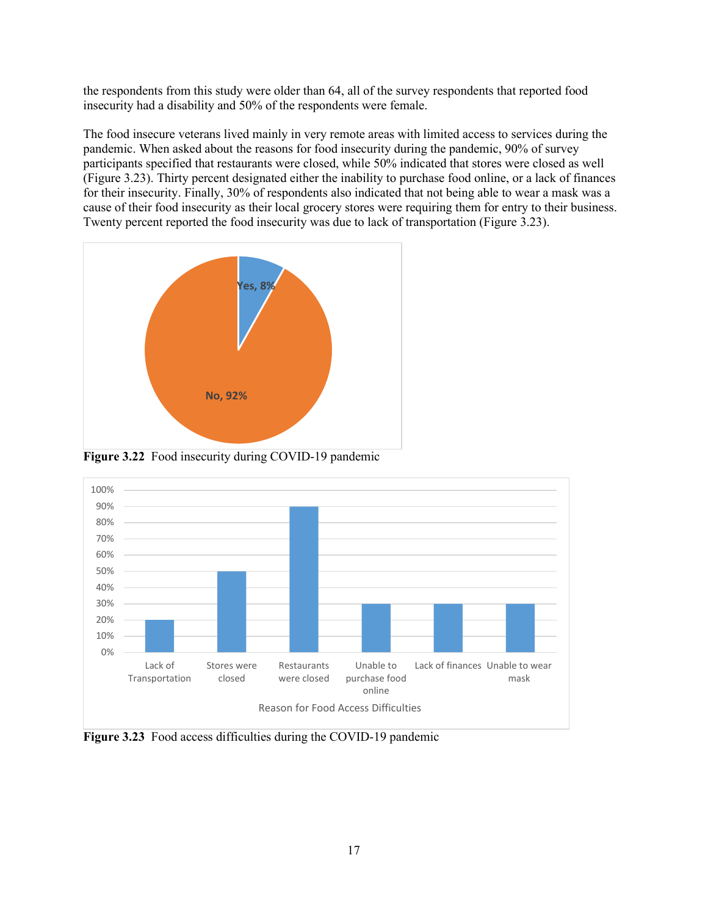the respondents from this study were older than 64, all of the survey respondents that reported food insecurity had a disability and 50% of the respondents were female.

The food insecure veterans lived mainly in very remote areas with limited access to services during the pandemic. When asked about the reasons for food insecurity during the pandemic, 90% of survey participants specified that restaurants were closed, while 50% indicated that stores were closed as well (Figure 3.23). Thirty percent designated either the inability to purchase food online, or a lack of finances for their insecurity. Finally, 30% of respondents also indicated that not being able to wear a mask was a cause of their food insecurity as their local grocery stores were requiring them for entry to their business. Twenty percent reported the food insecurity was due to lack of transportation (Figure 3.23).

**Figure 3.22** Food insecurity during COVID-19 pandemic

**Figure 3.23** Food access difficulties during the COVID-19 pandemic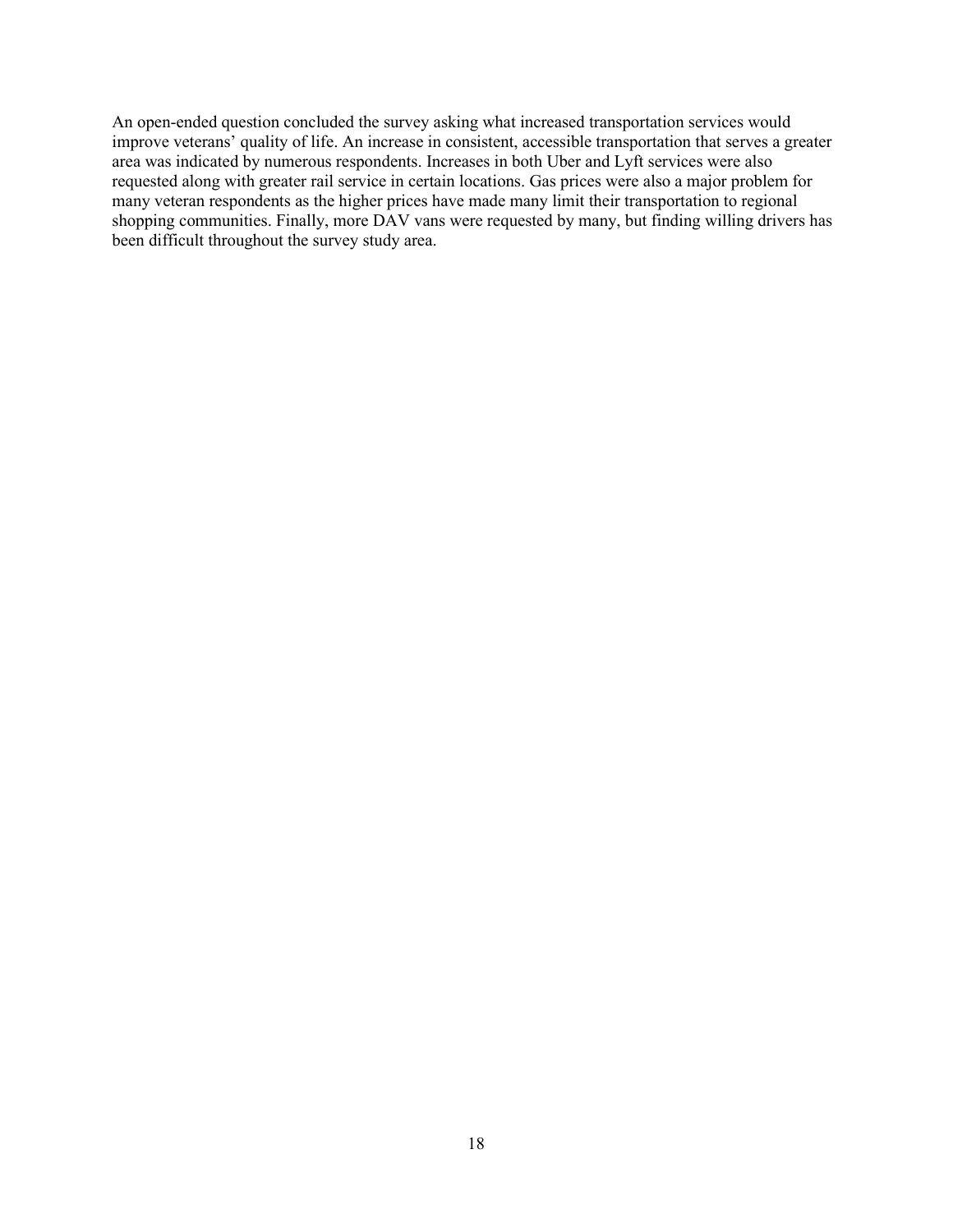An open-ended question concluded the survey asking what increased transportation services would improve veterans' quality of life. An increase in consistent, accessible transportation that serves a greater area was indicated by numerous respondents. Increases in both Uber and Lyft services were also requested along with greater rail service in certain locations. Gas prices were also a major problem for many veteran respondents as the higher prices have made many limit their transportation to regional shopping communities. Finally, more DAV vans were requested by many, but finding willing drivers has been difficult throughout the survey study area.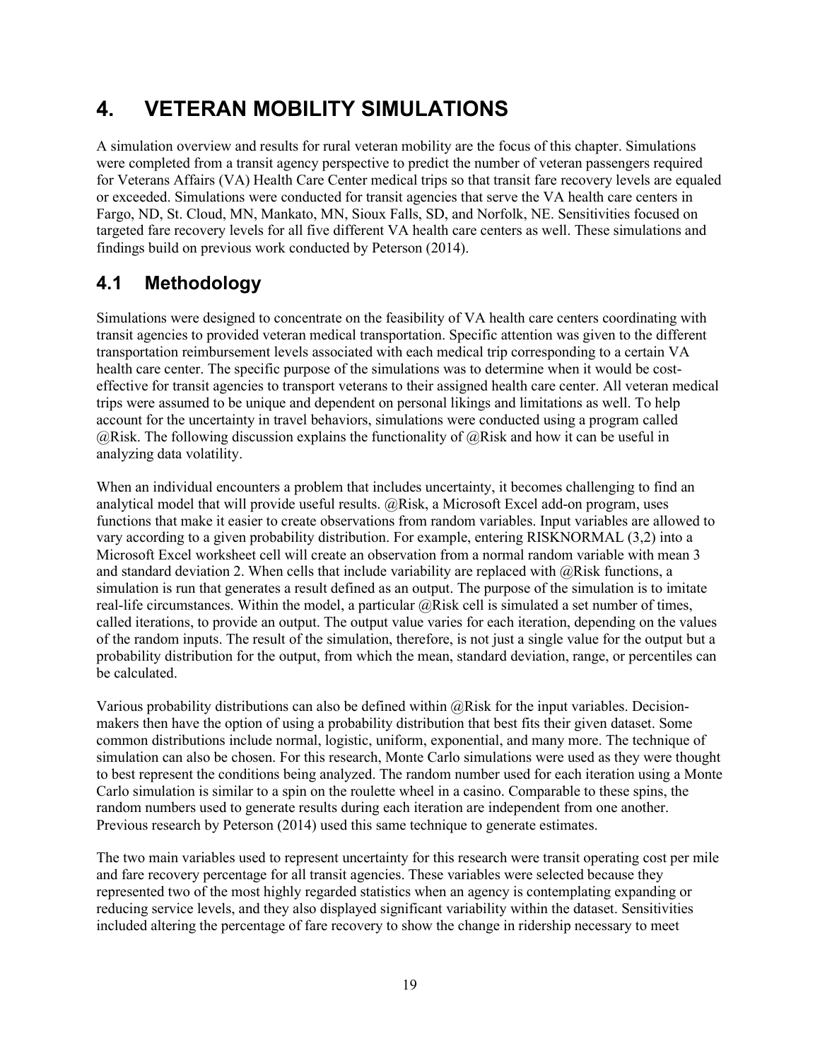# 4. VETERAN MOBILITY SIMULATIONS

A simulation overview and results for rural veteran mobility are the focus of this chapter. Simulations were completed from a transit agency perspective to predict the number of veteran passengers required for Veterans Affairs (VA) Health Care Center medical trips so that transit fare recovery levels are equaled or exceeded. Simulations were conducted for transit agencies that serve the VA health care centers in Fargo, ND, St. Cloud, MN, Mankato, MN, Sioux Falls, SD, and Norfolk, NE. Sensitivities focused on targeted fare recovery levels for all five different VA health care centers as well. These simulations and findings build on previous work conducted by Peterson (2014).

## 4.1 Methodology

Simulations were designed to concentrate on the feasibility of VA health care centers coordinating with transit agencies to provided veteran medical transportation. Specific attention was given to the different transportation reimbursement levels associated with each medical trip corresponding to a certain VA health care center. The specific purpose of the simulations was to determine when it would be cost-effective for transit agencies to transport veterans to their assigned health care center. All veteran medical trips were assumed to be unique and dependent on personal likings and limitations as well. To help account for the uncertainty in travel behaviors, simulations were conducted using a program called @Risk. The following discussion explains the functionality of @Risk and how it can be useful in analyzing data volatility.

When an individual encounters a problem that includes uncertainty, it becomes challenging to find an analytical model that will provide useful results. @Risk, a Microsoft Excel add-on program, uses functions that make it easier to create observations from random variables. Input variables are allowed to vary according to a given probability distribution. For example, entering RISKNORMAL (3,2) into a Microsoft Excel worksheet cell will create an observation from a normal random variable with mean 3 and standard deviation 2. When cells that include variability are replaced with @Risk functions, a simulation is run that generates a result defined as an output. The purpose of the simulation is to imitate real-life circumstances. Within the model, a particular @Risk cell is simulated a set number of times, called iterations, to provide an output. The output value varies for each iteration, depending on the values of the random inputs. The result of the simulation, therefore, is not just a single value for the output but a probability distribution for the output, from which the mean, standard deviation, range, or percentiles can be calculated.

Various probability distributions can also be defined within @Risk for the input variables. Decision-makers then have the option of using a probability distribution that best fits their given dataset. Some common distributions include normal, logistic, uniform, exponential, and many more. The technique of simulation can also be chosen. For this research, Monte Carlo simulations were used as they were thought to best represent the conditions being analyzed. The random number used for each iteration using a Monte Carlo simulation is similar to a spin on the roulette wheel in a casino. Comparable to these spins, the random numbers used to generate results during each iteration are independent from one another. Previous research by Peterson (2014) used this same technique to generate estimates.

The two main variables used to represent uncertainty for this research were transit operating cost per mile and fare recovery percentage for all transit agencies. These variables were selected because they represented two of the most highly regarded statistics when an agency is contemplating expanding or reducing service levels, and they also displayed significant variability within the dataset. Sensitivities included altering the percentage of fare recovery to show the change in ridership necessary to meet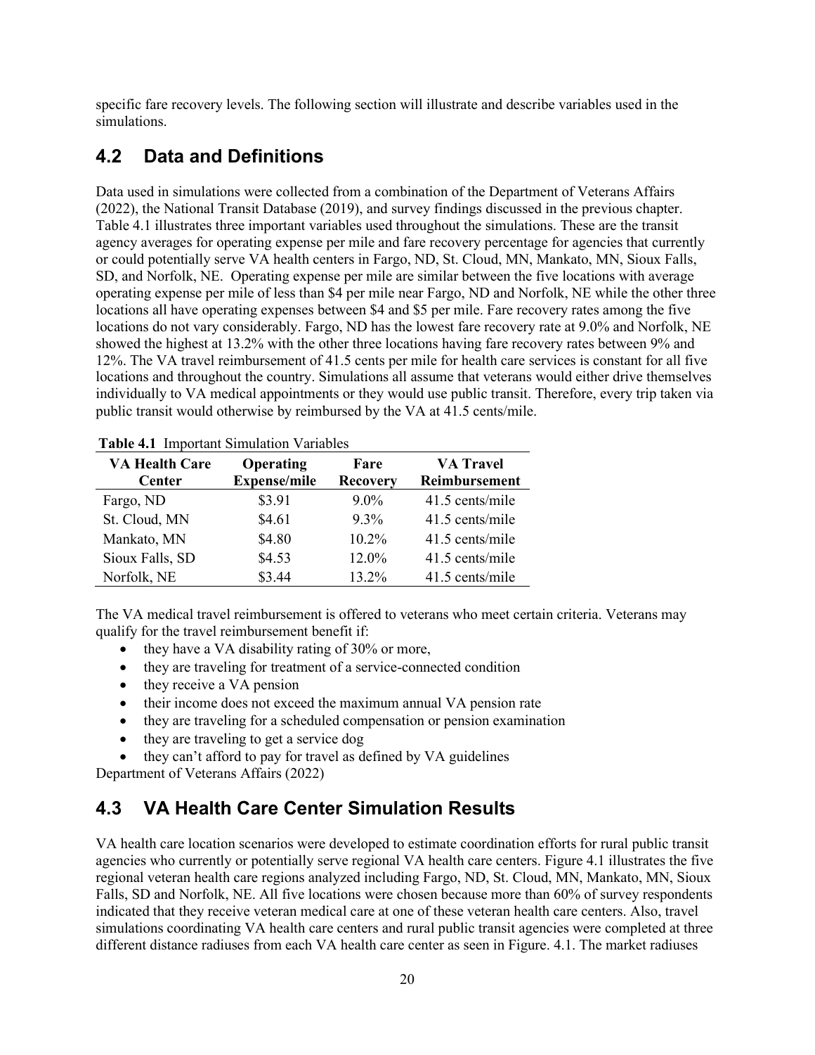specific fare recovery levels. The following section will illustrate and describe variables used in the simulations.

## 4.2 Data and Definitions

Data used in simulations were collected from a combination of the Department of Veterans Affairs (2022), the National Transit Database (2019), and survey findings discussed in the previous chapter. Table 4.1 illustrates three important variables used throughout the simulations. These are the transit agency averages for operating expense per mile and fare recovery percentage for agencies that currently or could potentially serve VA health centers in Fargo, ND, St. Cloud, MN, Mankato, MN, Sioux Falls, SD, and Norfolk, NE. Operating expense per mile are similar between the five locations with average operating expense per mile of less than $4 per mile near Fargo, ND and Norfolk, NE while the other three locations all have operating expenses between $4 and $5 per mile. Fare recovery rates among the five locations do not vary considerably. Fargo, ND has the lowest fare recovery rate at 9.0% and Norfolk, NE showed the highest at 13.2% with the other three locations having fare recovery rates between 9% and 12%. The VA travel reimbursement of 41.5 cents per mile for health care services is constant for all five locations and throughout the country. Simulations all assume that veterans would either drive themselves individually to VA medical appointments or they would use public transit. Therefore, every trip taken via public transit would otherwise by reimbursed by the VA at 41.5 cents/mile.

**Table 4.1** Important Simulation Variables

| VA Health Care Center | Operating Expense/mile | Fare Recovery | VA Travel Reimbursement |
|---|---|---|---|
| Fargo, ND | $3.91 | 9.0% | 41.5 cents/mile |
| St. Cloud, MN | $4.61 | 9.3% | 41.5 cents/mile |
| Mankato, MN | $4.80 | 10.2% | 41.5 cents/mile |
| Sioux Falls, SD | $4.53 | 12.0% | 41.5 cents/mile |
| Norfolk, NE | $3.44 | 13.2% | 41.5 cents/mile |

The VA medical travel reimbursement is offered to veterans who meet certain criteria. Veterans may qualify for the travel reimbursement benefit if:

- they have a VA disability rating of 30% or more,
- they are traveling for treatment of a service-connected condition
- they receive a VA pension
- their income does not exceed the maximum annual VA pension rate
- they are traveling for a scheduled compensation or pension examination
- they are traveling to get a service dog
- they can't afford to pay for travel as defined by VA guidelines

Department of Veterans Affairs (2022)

## 4.3 VA Health Care Center Simulation Results

VA health care location scenarios were developed to estimate coordination efforts for rural public transit agencies who currently or potentially serve regional VA health care centers. Figure 4.1 illustrates the five regional veteran health care regions analyzed including Fargo, ND, St. Cloud, MN, Mankato, MN, Sioux Falls, SD and Norfolk, NE. All five locations were chosen because more than 60% of survey respondents indicated that they receive veteran medical care at one of these veteran health care centers. Also, travel simulations coordinating VA health care centers and rural public transit agencies were completed at three different distance radiuses from each VA health care center as seen in Figure. 4.1. The market radiuses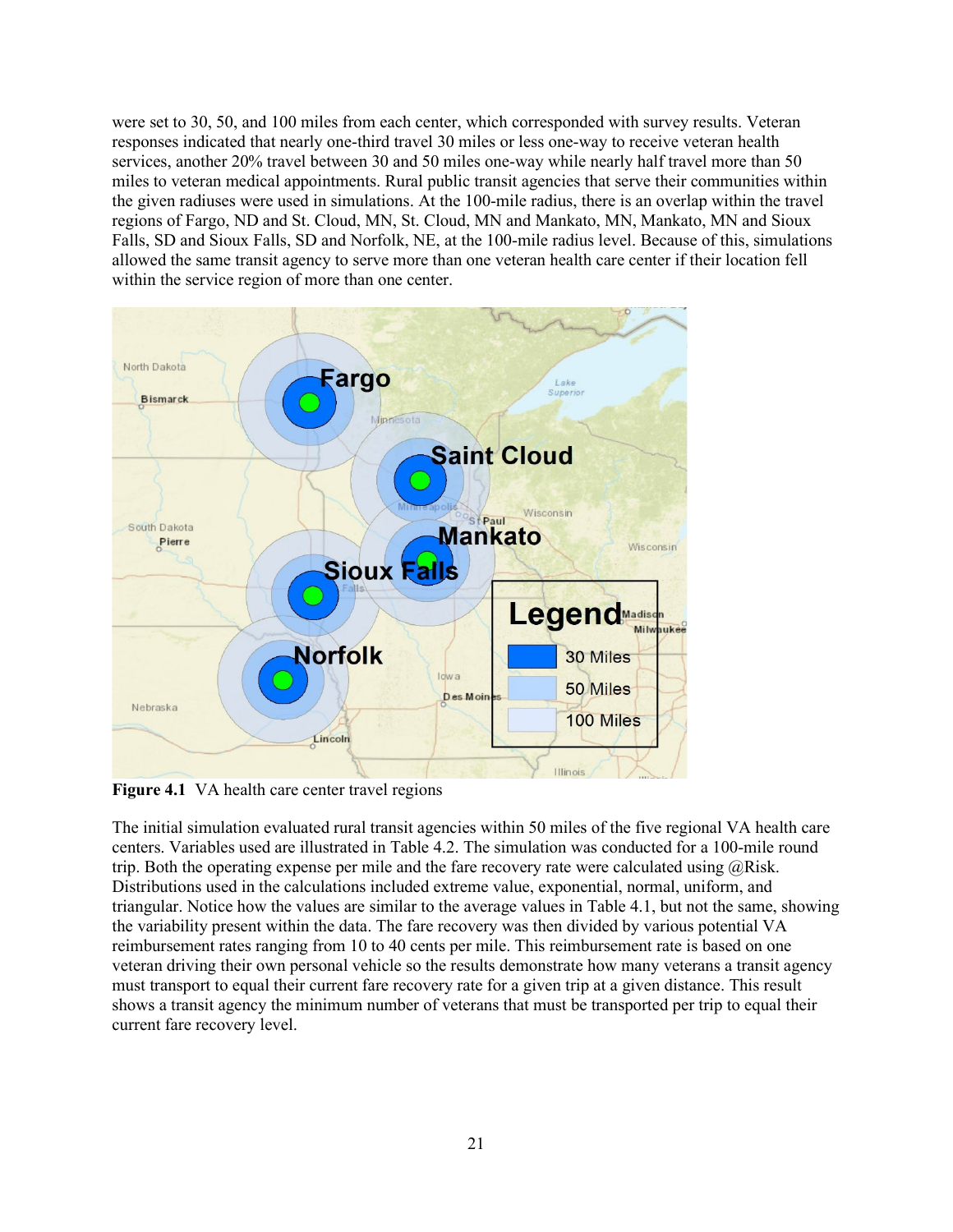were set to 30, 50, and 100 miles from each center, which corresponded with survey results. Veteran responses indicated that nearly one-third travel 30 miles or less one-way to receive veteran health services, another 20% travel between 30 and 50 miles one-way while nearly half travel more than 50 miles to veteran medical appointments. Rural public transit agencies that serve their communities within the given radiuses were used in simulations. At the 100-mile radius, there is an overlap within the travel regions of Fargo, ND and St. Cloud, MN, St. Cloud, MN and Mankato, MN, Mankato, MN and Sioux Falls, SD and Sioux Falls, SD and Norfolk, NE, at the 100-mile radius level. Because of this, simulations allowed the same transit agency to serve more than one veteran health care center if their location fell within the service region of more than one center.

**Figure 4.1** VA health care center travel regions

The initial simulation evaluated rural transit agencies within 50 miles of the five regional VA health care centers. Variables used are illustrated in Table 4.2. The simulation was conducted for a 100-mile round trip. Both the operating expense per mile and the fare recovery rate were calculated using @Risk. Distributions used in the calculations included extreme value, exponential, normal, uniform, and triangular. Notice how the values are similar to the average values in Table 4.1, but not the same, showing the variability present within the data. The fare recovery was then divided by various potential VA reimbursement rates ranging from 10 to 40 cents per mile. This reimbursement rate is based on one veteran driving their own personal vehicle so the results demonstrate how many veterans a transit agency must transport to equal their current fare recovery rate for a given trip at a given distance. This result shows a transit agency the minimum number of veterans that must be transported per trip to equal their current fare recovery level.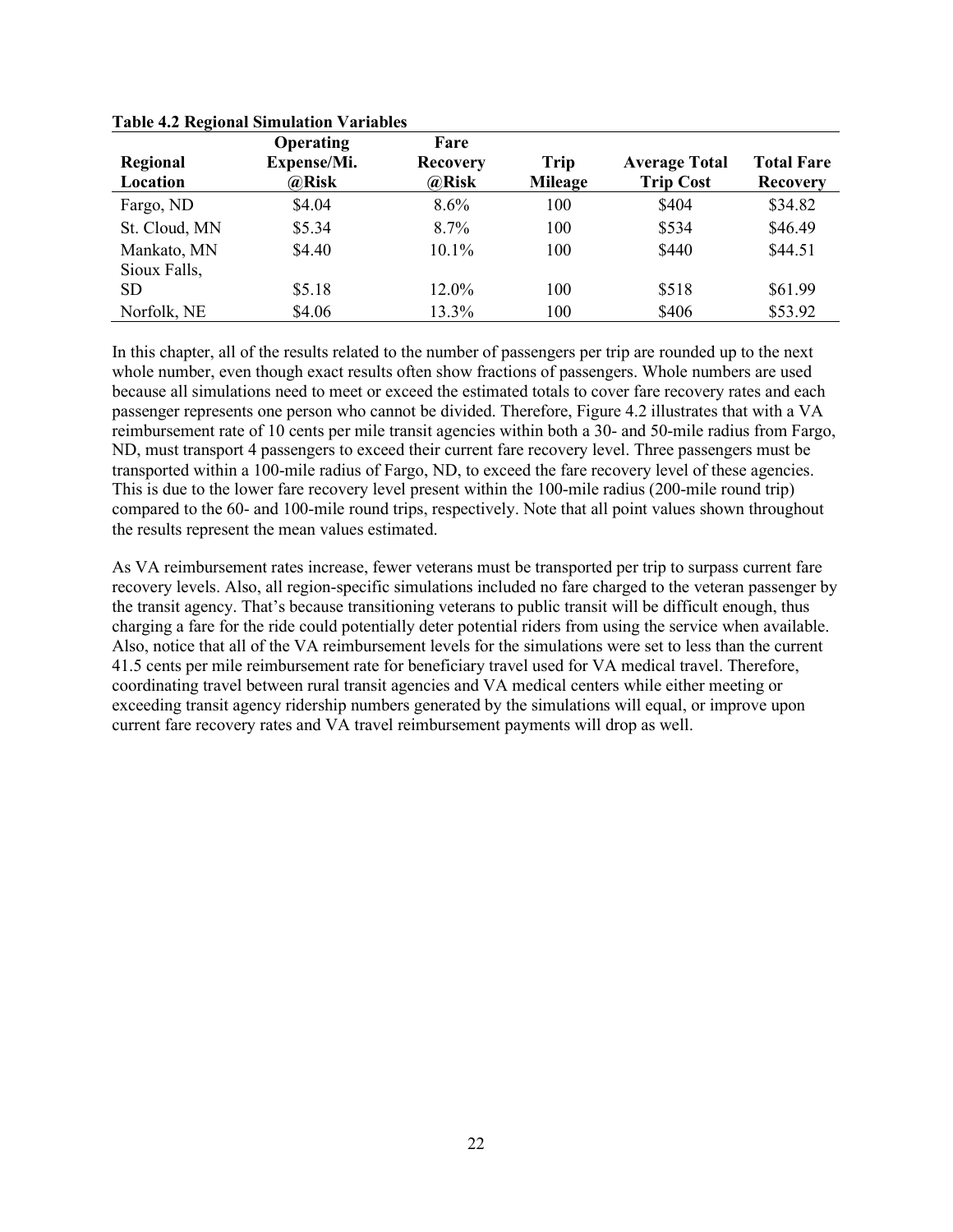**Table 4.2 Regional Simulation Variables**

| Regional Location | Operating Expense/Mi. @Risk | Fare Recovery @Risk | Trip Mileage | Average Total Trip Cost | Total Fare Recovery |
|---|---|---|---|---|---|
| Fargo, ND | $4.04 | 8.6% | 100 | $404 | $34.82 |
| St. Cloud, MN | $5.34 | 8.7% | 100 | $534 | $46.49 |
| Mankato, MN | $4.40 | 10.1% | 100 | $440 | $44.51 |
| Sioux Falls, SD | $5.18 | 12.0% | 100 | $518 | $61.99 |
| Norfolk, NE | $4.06 | 13.3% | 100 | $406 | $53.92 |

In this chapter, all of the results related to the number of passengers per trip are rounded up to the next whole number, even though exact results often show fractions of passengers. Whole numbers are used because all simulations need to meet or exceed the estimated totals to cover fare recovery rates and each passenger represents one person who cannot be divided. Therefore, Figure 4.2 illustrates that with a VA reimbursement rate of 10 cents per mile transit agencies within both a 30- and 50-mile radius from Fargo, ND, must transport 4 passengers to exceed their current fare recovery level. Three passengers must be transported within a 100-mile radius of Fargo, ND, to exceed the fare recovery level of these agencies. This is due to the lower fare recovery level present within the 100-mile radius (200-mile round trip) compared to the 60- and 100-mile round trips, respectively. Note that all point values shown throughout the results represent the mean values estimated.

As VA reimbursement rates increase, fewer veterans must be transported per trip to surpass current fare recovery levels. Also, all region-specific simulations included no fare charged to the veteran passenger by the transit agency. That's because transitioning veterans to public transit will be difficult enough, thus charging a fare for the ride could potentially deter potential riders from using the service when available. Also, notice that all of the VA reimbursement levels for the simulations were set to less than the current 41.5 cents per mile reimbursement rate for beneficiary travel used for VA medical travel. Therefore, coordinating travel between rural transit agencies and VA medical centers while either meeting or exceeding transit agency ridership numbers generated by the simulations will equal, or improve upon current fare recovery rates and VA travel reimbursement payments will drop as well.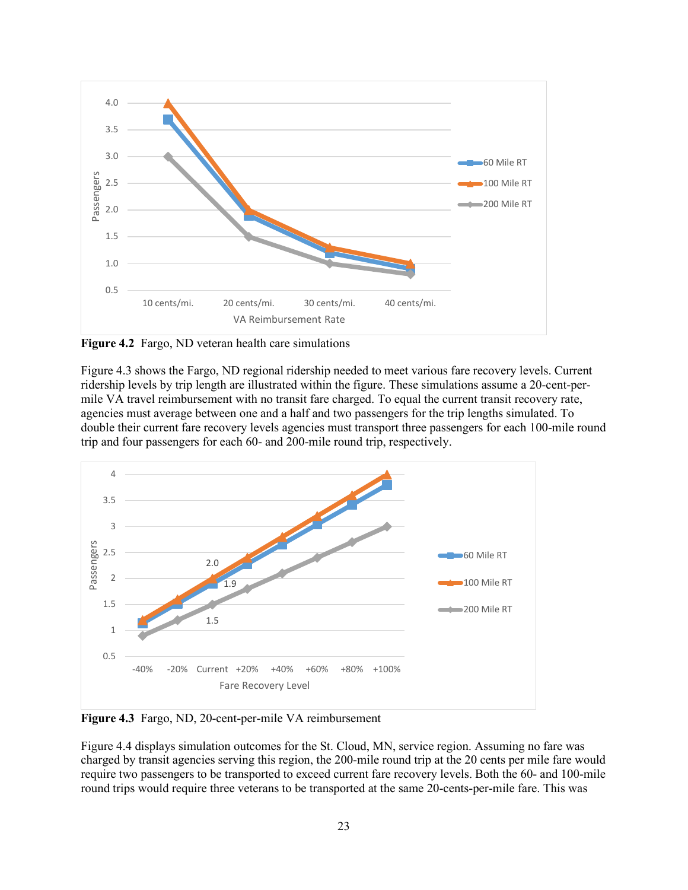**Figure 4.2** Fargo, ND veteran health care simulations

Figure 4.3 shows the Fargo, ND regional ridership needed to meet various fare recovery levels. Current ridership levels by trip length are illustrated within the figure. These simulations assume a 20-cent-per-mile VA travel reimbursement with no transit fare charged. To equal the current transit recovery rate, agencies must average between one and a half and two passengers for the trip lengths simulated. To double their current fare recovery levels agencies must transport three passengers for each 100-mile round trip and four passengers for each 60- and 200-mile round trip, respectively.

**Figure 4.3** Fargo, ND, 20-cent-per-mile VA reimbursement

Figure 4.4 displays simulation outcomes for the St. Cloud, MN, service region. Assuming no fare was charged by transit agencies serving this region, the 200-mile round trip at the 20 cents per mile fare would require two passengers to be transported to exceed current fare recovery levels. Both the 60- and 100-mile round trips would require three veterans to be transported at the same 20-cents-per-mile fare. This was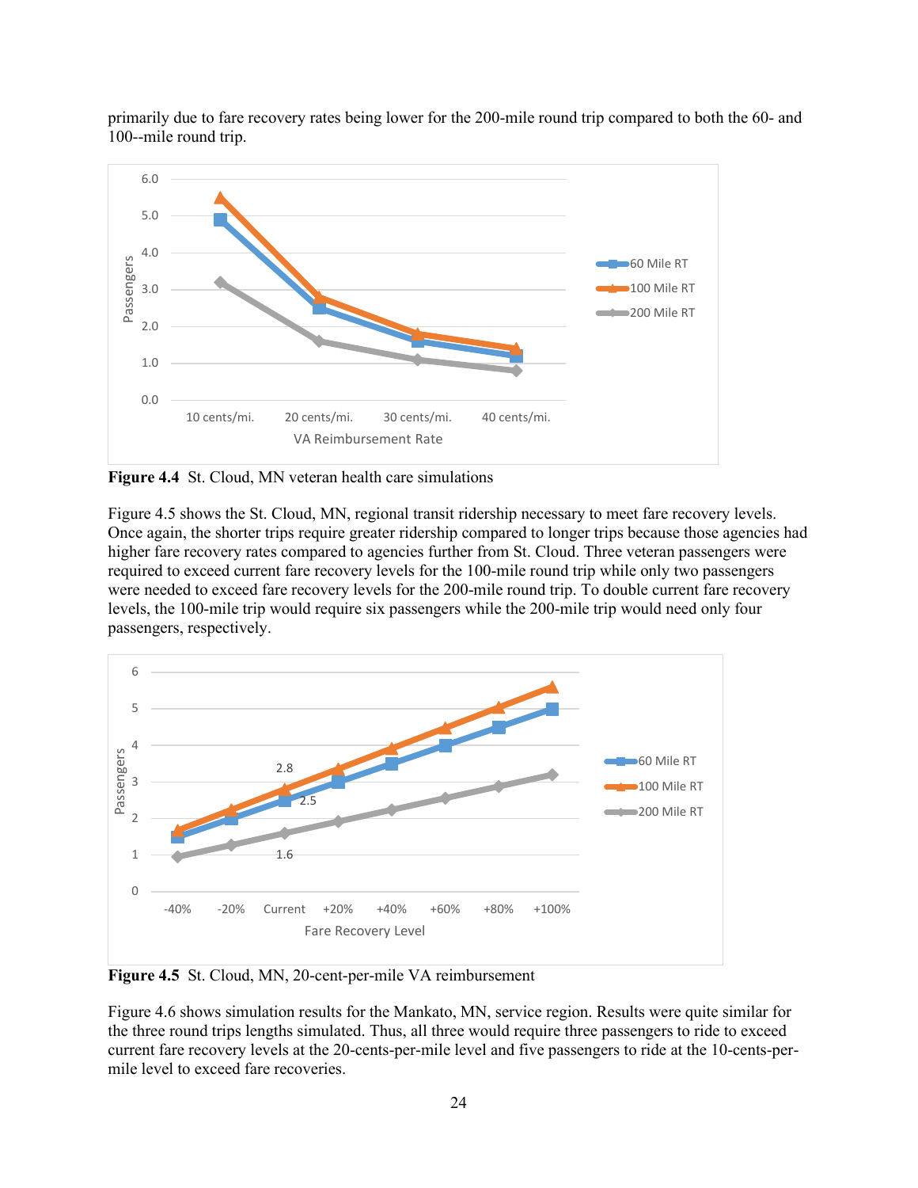primarily due to fare recovery rates being lower for the 200-mile round trip compared to both the 60- and 100--mile round trip.

**Figure 4.4** St. Cloud, MN veteran health care simulations

Figure 4.5 shows the St. Cloud, MN, regional transit ridership necessary to meet fare recovery levels. Once again, the shorter trips require greater ridership compared to longer trips because those agencies had higher fare recovery rates compared to agencies further from St. Cloud. Three veteran passengers were required to exceed current fare recovery levels for the 100-mile round trip while only two passengers were needed to exceed fare recovery levels for the 200-mile round trip. To double current fare recovery levels, the 100-mile trip would require six passengers while the 200-mile trip would need only four passengers, respectively.

**Figure 4.5** St. Cloud, MN, 20-cent-per-mile VA reimbursement

Figure 4.6 shows simulation results for the Mankato, MN, service region. Results were quite similar for the three round trips lengths simulated. Thus, all three would require three passengers to ride to exceed current fare recovery levels at the 20-cents-per-mile level and five passengers to ride at the 10-cents-per-mile level to exceed fare recoveries.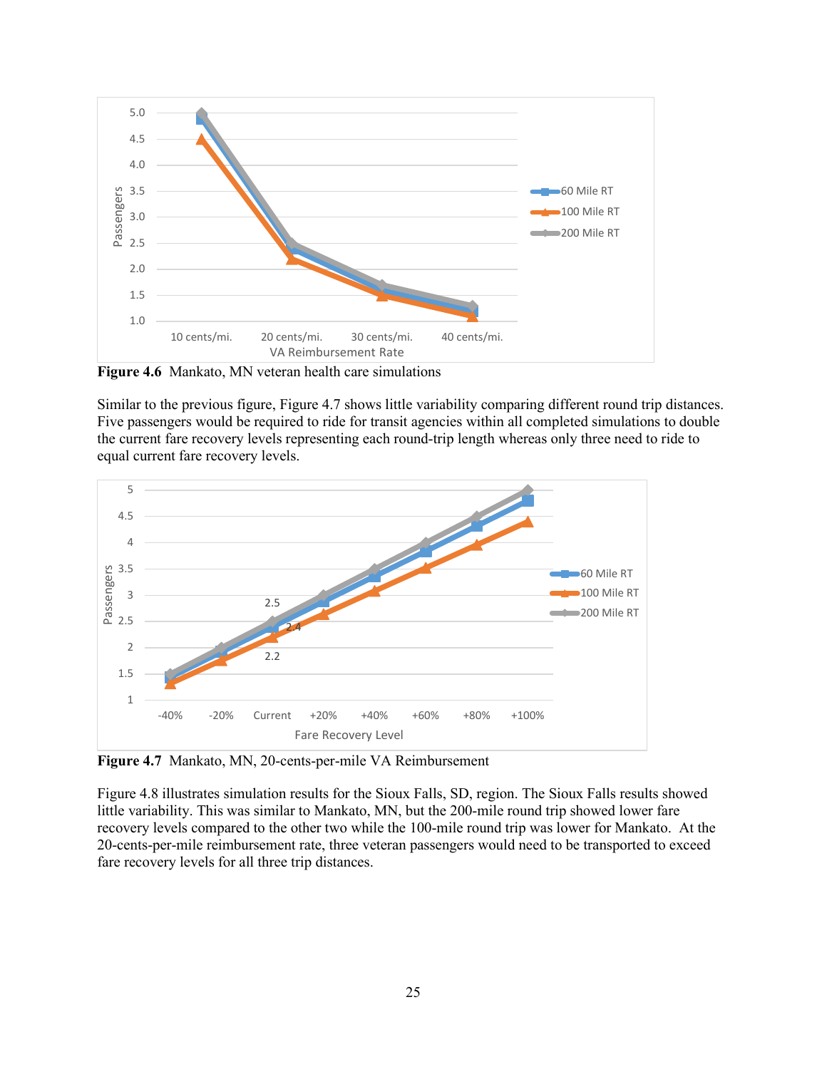**Figure 4.6** Mankato, MN veteran health care simulations

Similar to the previous figure, Figure 4.7 shows little variability comparing different round trip distances. Five passengers would be required to ride for transit agencies within all completed simulations to double the current fare recovery levels representing each round-trip length whereas only three need to ride to equal current fare recovery levels.

**Figure 4.7** Mankato, MN, 20-cents-per-mile VA Reimbursement

Figure 4.8 illustrates simulation results for the Sioux Falls, SD, region. The Sioux Falls results showed little variability. This was similar to Mankato, MN, but the 200-mile round trip showed lower fare recovery levels compared to the other two while the 100-mile round trip was lower for Mankato. At the 20-cents-per-mile reimbursement rate, three veteran passengers would need to be transported to exceed fare recovery levels for all three trip distances.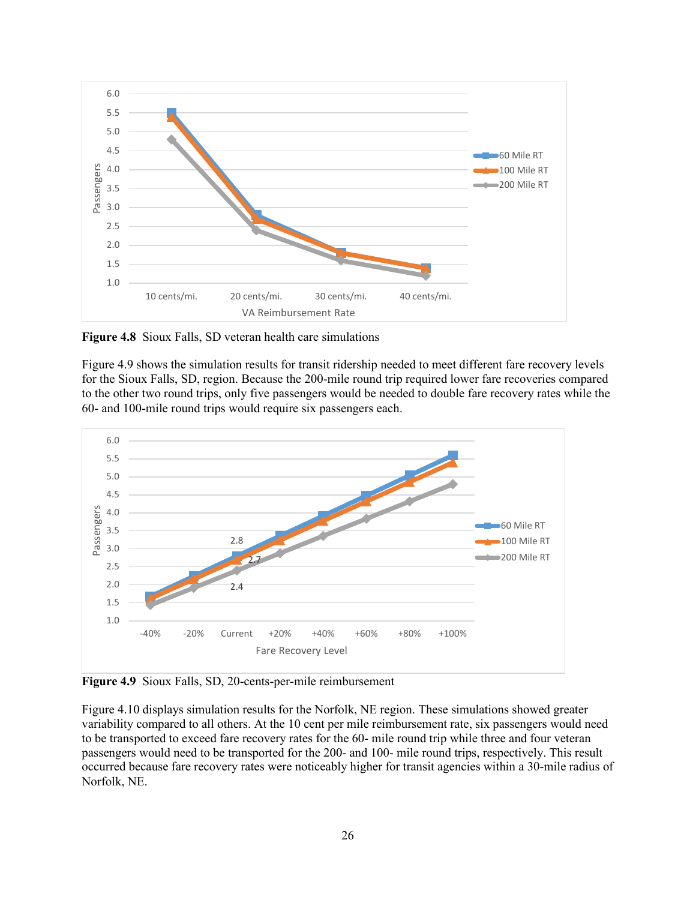**Figure 4.8** Sioux Falls, SD veteran health care simulations

Figure 4.9 shows the simulation results for transit ridership needed to meet different fare recovery levels for the Sioux Falls, SD, region. Because the 200-mile round trip required lower fare recoveries compared to the other two round trips, only five passengers would be needed to double fare recovery rates while the 60- and 100-mile round trips would require six passengers each.

**Figure 4.9** Sioux Falls, SD, 20-cents-per-mile reimbursement

Figure 4.10 displays simulation results for the Norfolk, NE region. These simulations showed greater variability compared to all others. At the 10 cent per mile reimbursement rate, six passengers would need to be transported to exceed fare recovery rates for the 60- mile round trip while three and four veteran passengers would need to be transported for the 200- and 100- mile round trips, respectively. This result occurred because fare recovery rates were noticeably higher for transit agencies within a 30-mile radius of Norfolk, NE.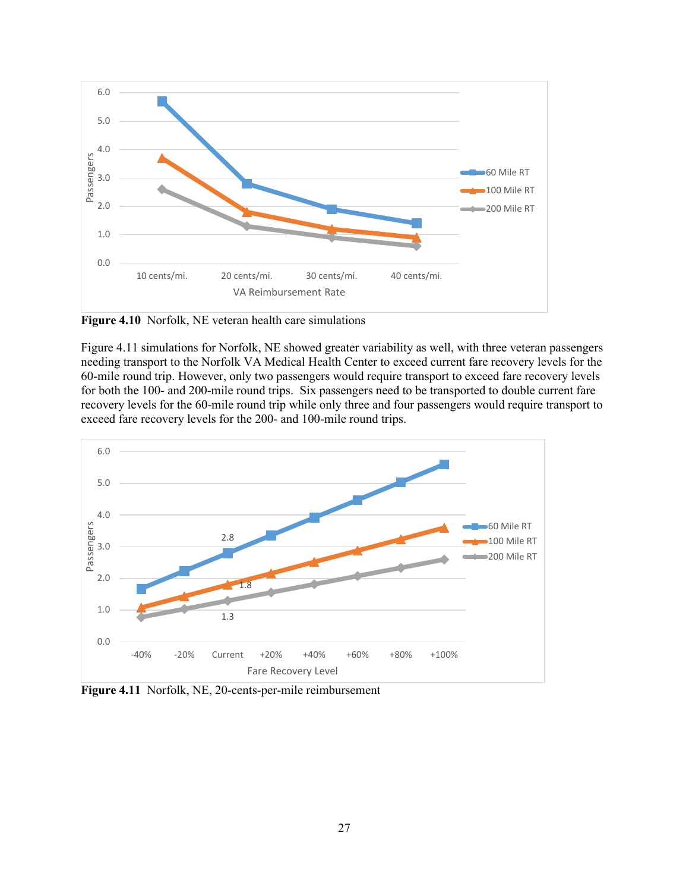**Figure 4.10** Norfolk, NE veteran health care simulations

Figure 4.11 simulations for Norfolk, NE showed greater variability as well, with three veteran passengers needing transport to the Norfolk VA Medical Health Center to exceed current fare recovery levels for the 60-mile round trip. However, only two passengers would require transport to exceed fare recovery levels for both the 100- and 200-mile round trips. Six passengers need to be transported to double current fare recovery levels for the 60-mile round trip while only three and four passengers would require transport to exceed fare recovery levels for the 200- and 100-mile round trips.

**Figure 4.11** Norfolk, NE, 20-cents-per-mile reimbursement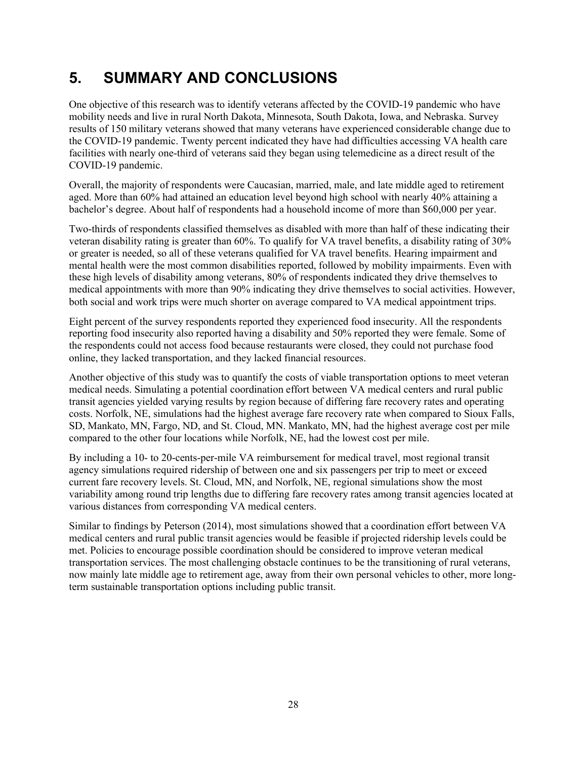# 5. SUMMARY AND CONCLUSIONS

One objective of this research was to identify veterans affected by the COVID-19 pandemic who have mobility needs and live in rural North Dakota, Minnesota, South Dakota, Iowa, and Nebraska. Survey results of 150 military veterans showed that many veterans have experienced considerable change due to the COVID-19 pandemic. Twenty percent indicated they have had difficulties accessing VA health care facilities with nearly one-third of veterans said they began using telemedicine as a direct result of the COVID-19 pandemic.

Overall, the majority of respondents were Caucasian, married, male, and late middle aged to retirement aged. More than 60% had attained an education level beyond high school with nearly 40% attaining a bachelor's degree. About half of respondents had a household income of more than $60,000 per year.

Two-thirds of respondents classified themselves as disabled with more than half of these indicating their veteran disability rating is greater than 60%. To qualify for VA travel benefits, a disability rating of 30% or greater is needed, so all of these veterans qualified for VA travel benefits. Hearing impairment and mental health were the most common disabilities reported, followed by mobility impairments. Even with these high levels of disability among veterans, 80% of respondents indicated they drive themselves to medical appointments with more than 90% indicating they drive themselves to social activities. However, both social and work trips were much shorter on average compared to VA medical appointment trips.

Eight percent of the survey respondents reported they experienced food insecurity. All the respondents reporting food insecurity also reported having a disability and 50% reported they were female. Some of the respondents could not access food because restaurants were closed, they could not purchase food online, they lacked transportation, and they lacked financial resources.

Another objective of this study was to quantify the costs of viable transportation options to meet veteran medical needs. Simulating a potential coordination effort between VA medical centers and rural public transit agencies yielded varying results by region because of differing fare recovery rates and operating costs. Norfolk, NE, simulations had the highest average fare recovery rate when compared to Sioux Falls, SD, Mankato, MN, Fargo, ND, and St. Cloud, MN. Mankato, MN, had the highest average cost per mile compared to the other four locations while Norfolk, NE, had the lowest cost per mile.

By including a 10- to 20-cents-per-mile VA reimbursement for medical travel, most regional transit agency simulations required ridership of between one and six passengers per trip to meet or exceed current fare recovery levels. St. Cloud, MN, and Norfolk, NE, regional simulations show the most variability among round trip lengths due to differing fare recovery rates among transit agencies located at various distances from corresponding VA medical centers.

Similar to findings by Peterson (2014), most simulations showed that a coordination effort between VA medical centers and rural public transit agencies would be feasible if projected ridership levels could be met. Policies to encourage possible coordination should be considered to improve veteran medical transportation services. The most challenging obstacle continues to be the transitioning of rural veterans, now mainly late middle age to retirement age, away from their own personal vehicles to other, more long-term sustainable transportation options including public transit.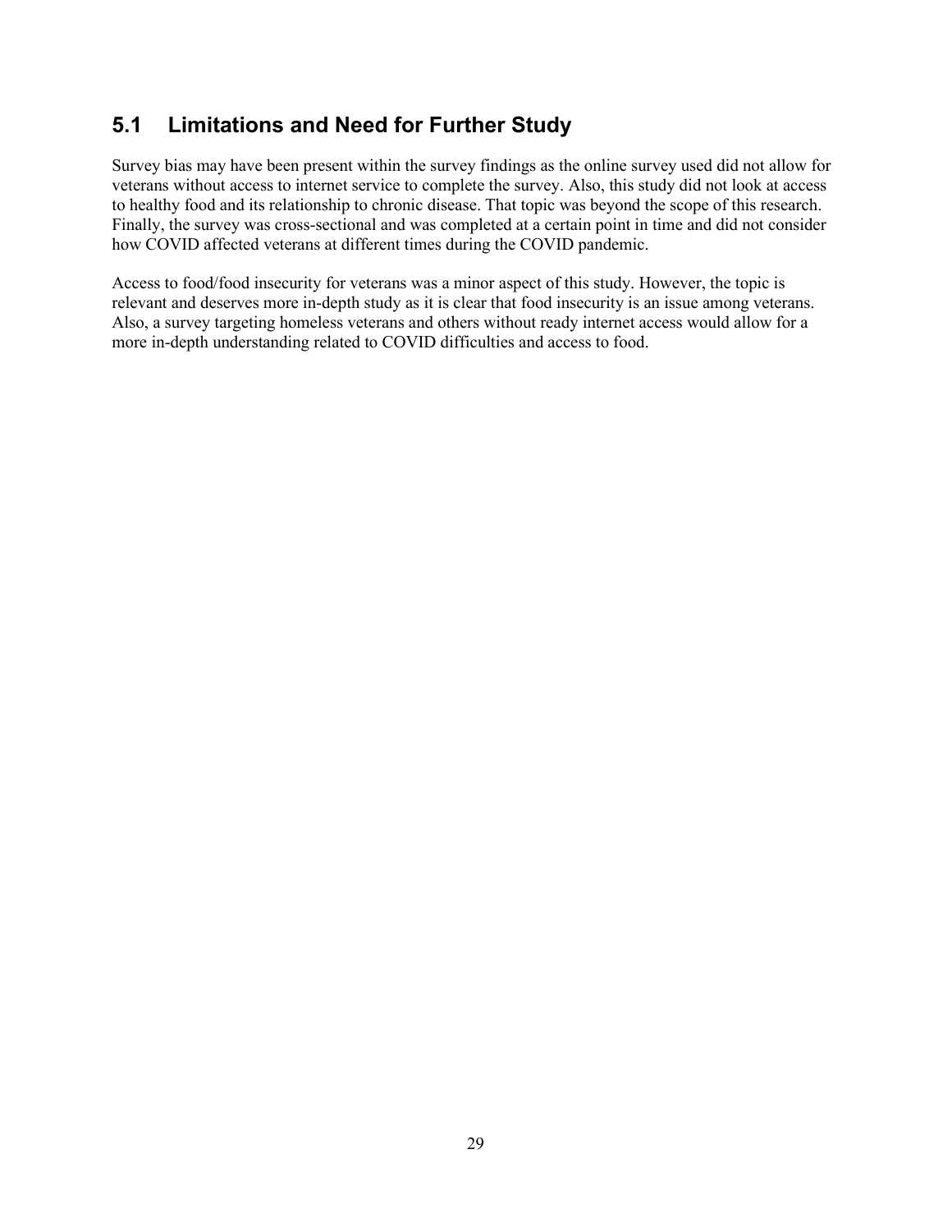## 5.1 Limitations and Need for Further Study

Survey bias may have been present within the survey findings as the online survey used did not allow for veterans without access to internet service to complete the survey. Also, this study did not look at access to healthy food and its relationship to chronic disease. That topic was beyond the scope of this research. Finally, the survey was cross-sectional and was completed at a certain point in time and did not consider how COVID affected veterans at different times during the COVID pandemic.

Access to food/food insecurity for veterans was a minor aspect of this study. However, the topic is relevant and deserves more in-depth study as it is clear that food insecurity is an issue among veterans. Also, a survey targeting homeless veterans and others without ready internet access would allow for a more in-depth understanding related to COVID difficulties and access to food.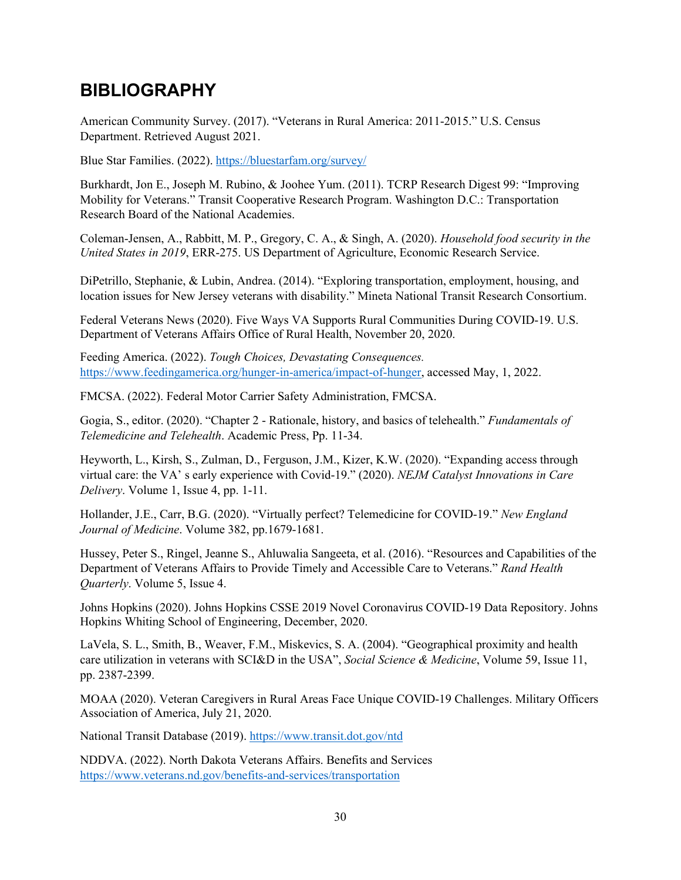# BIBLIOGRAPHY

American Community Survey. (2017). "Veterans in Rural America: 2011-2015." U.S. Census Department. Retrieved August 2021.

Blue Star Families. (2022). https://bluestarfam.org/survey/

Burkhardt, Jon E., Joseph M. Rubino, & Joohee Yum. (2011). TCRP Research Digest 99: "Improving Mobility for Veterans." Transit Cooperative Research Program. Washington D.C.: Transportation Research Board of the National Academies.

Coleman-Jensen, A., Rabbitt, M. P., Gregory, C. A., & Singh, A. (2020). *Household food security in the United States in 2019*, ERR-275. US Department of Agriculture, Economic Research Service.

DiPetrillo, Stephanie, & Lubin, Andrea. (2014). "Exploring transportation, employment, housing, and location issues for New Jersey veterans with disability." Mineta National Transit Research Consortium.

Federal Veterans News (2020). Five Ways VA Supports Rural Communities During COVID-19. U.S. Department of Veterans Affairs Office of Rural Health, November 20, 2020.

Feeding America. (2022). *Tough Choices, Devastating Consequences.* https://www.feedingamerica.org/hunger-in-america/impact-of-hunger, accessed May, 1, 2022.

FMCSA. (2022). Federal Motor Carrier Safety Administration, FMCSA.

Gogia, S., editor. (2020). "Chapter 2 - Rationale, history, and basics of telehealth." *Fundamentals of Telemedicine and Telehealth*. Academic Press, Pp. 11-34.

Heyworth, L., Kirsh, S., Zulman, D., Ferguson, J.M., Kizer, K.W. (2020). "Expanding access through virtual care: the VA' s early experience with Covid-19." (2020). *NEJM Catalyst Innovations in Care Delivery*. Volume 1, Issue 4, pp. 1-11.

Hollander, J.E., Carr, B.G. (2020). "Virtually perfect? Telemedicine for COVID-19." *New England Journal of Medicine*. Volume 382, pp.1679-1681.

Hussey, Peter S., Ringel, Jeanne S., Ahluwalia Sangeeta, et al. (2016). "Resources and Capabilities of the Department of Veterans Affairs to Provide Timely and Accessible Care to Veterans." *Rand Health Quarterly*. Volume 5, Issue 4.

Johns Hopkins (2020). Johns Hopkins CSSE 2019 Novel Coronavirus COVID-19 Data Repository. Johns Hopkins Whiting School of Engineering, December, 2020.

LaVela, S. L., Smith, B., Weaver, F.M., Miskevics, S. A. (2004). "Geographical proximity and health care utilization in veterans with SCI&D in the USA", *Social Science & Medicine*, Volume 59, Issue 11, pp. 2387-2399.

MOAA (2020). Veteran Caregivers in Rural Areas Face Unique COVID-19 Challenges. Military Officers Association of America, July 21, 2020.

National Transit Database (2019). https://www.transit.dot.gov/ntd

NDDVA. (2022). North Dakota Veterans Affairs. Benefits and Services https://www.veterans.nd.gov/benefits-and-services/transportation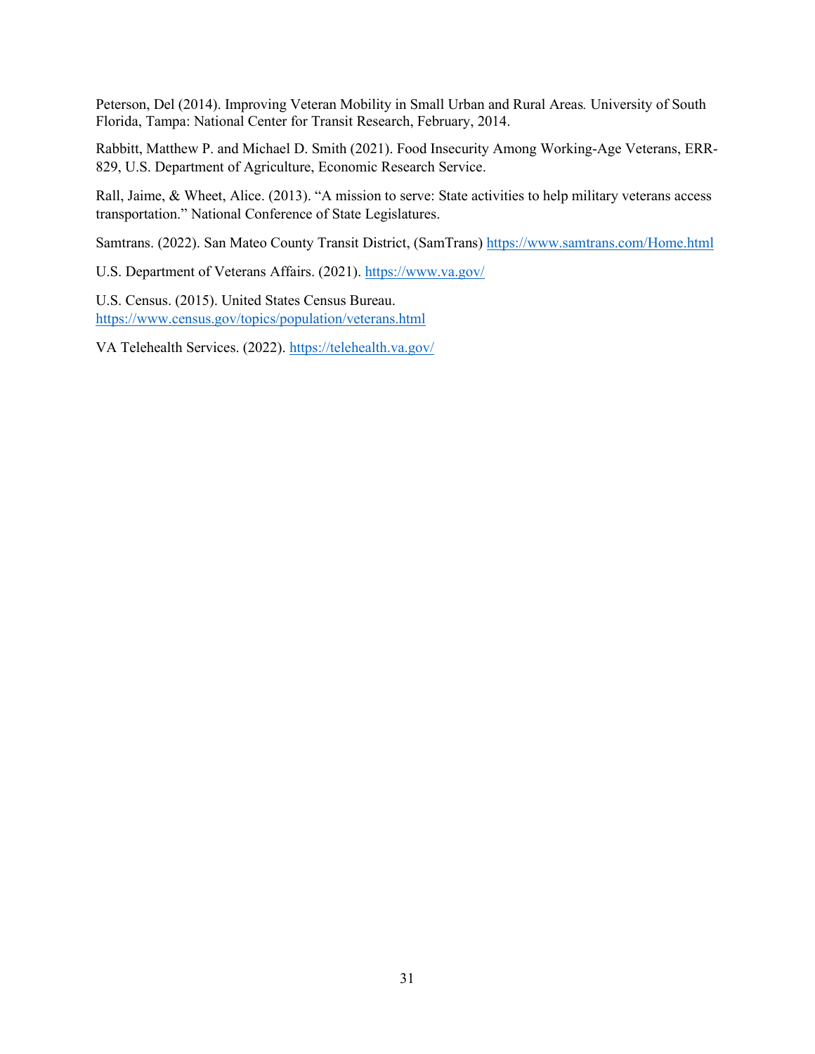Peterson, Del (2014). Improving Veteran Mobility in Small Urban and Rural Areas*.* University of South Florida, Tampa: National Center for Transit Research, February, 2014.

Rabbitt, Matthew P. and Michael D. Smith (2021). Food Insecurity Among Working-Age Veterans, ERR-829, U.S. Department of Agriculture, Economic Research Service.

Rall, Jaime, & Wheet, Alice. (2013). "A mission to serve: State activities to help military veterans access transportation." National Conference of State Legislatures.

Samtrans. (2022). San Mateo County Transit District, (SamTrans) https://www.samtrans.com/Home.html

U.S. Department of Veterans Affairs. (2021). https://www.va.gov/

U.S. Census. (2015). United States Census Bureau. https://www.census.gov/topics/population/veterans.html

VA Telehealth Services. (2022). https://telehealth.va.gov/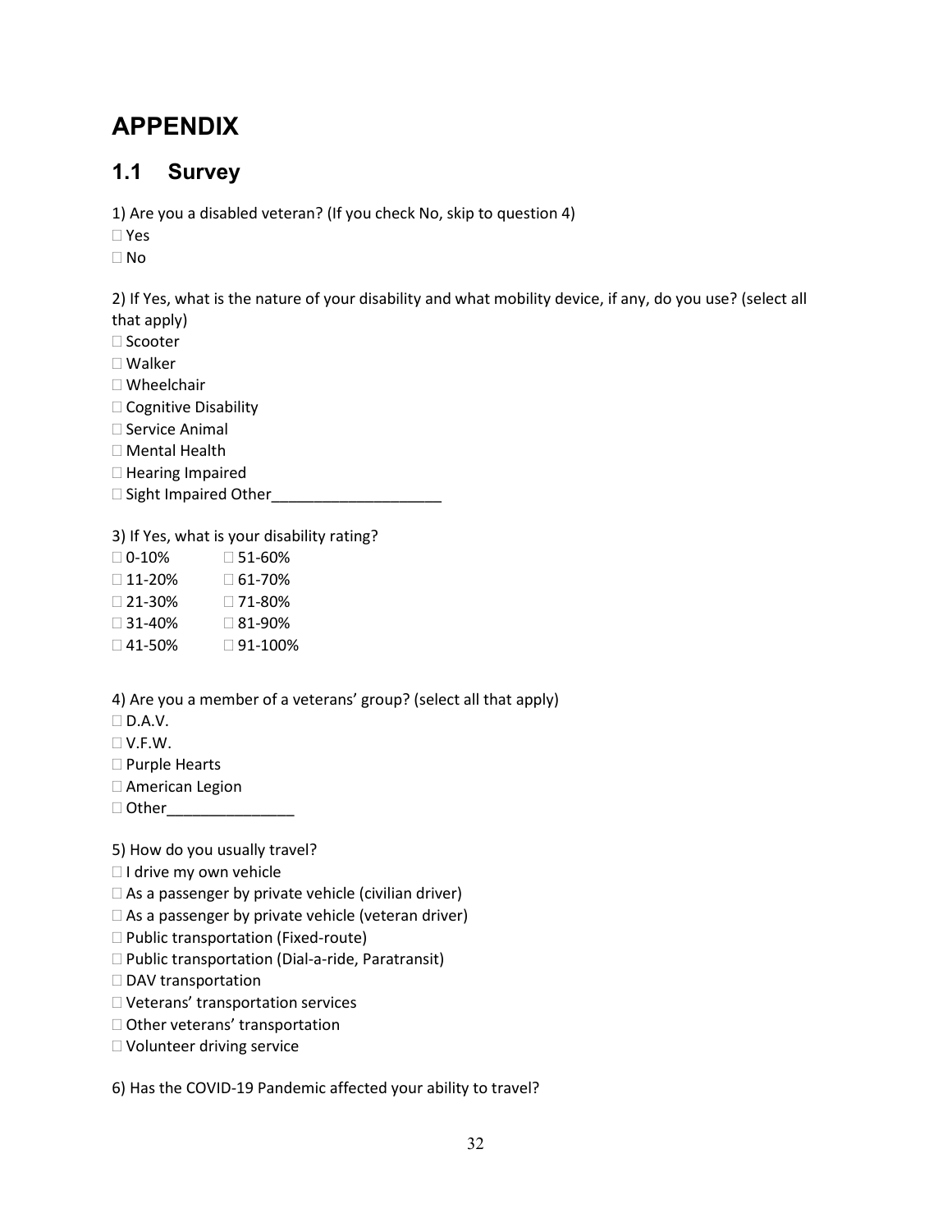# APPENDIX

## 1.1 Survey

1) Are you a disabled veteran? (If you check No, skip to question 4)

☐ Yes
☐ No

2) If Yes, what is the nature of your disability and what mobility device, if any, do you use? (select all that apply)

☐ Scooter
☐ Walker
☐ Wheelchair
☐ Cognitive Disability
☐ Service Animal
☐ Mental Health
☐ Hearing Impaired
☐ Sight Impaired Other____________________

3) If Yes, what is your disability rating?

☐ 0-10% ☐ 51-60%
☐ 11-20% ☐ 61-70%
☐ 21-30% ☐ 71-80%
☐ 31-40% ☐ 81-90%
☐ 41-50% ☐ 91-100%

4) Are you a member of a veterans' group? (select all that apply)

☐ D.A.V.
☐ V.F.W.
☐ Purple Hearts
☐ American Legion
☐ Other_______________

5) How do you usually travel?

☐ I drive my own vehicle
☐ As a passenger by private vehicle (civilian driver)
☐ As a passenger by private vehicle (veteran driver)
☐ Public transportation (Fixed-route)
☐ Public transportation (Dial-a-ride, Paratransit)
☐ DAV transportation
☐ Veterans' transportation services
☐ Other veterans' transportation
☐ Volunteer driving service

6) Has the COVID-19 Pandemic affected your ability to travel?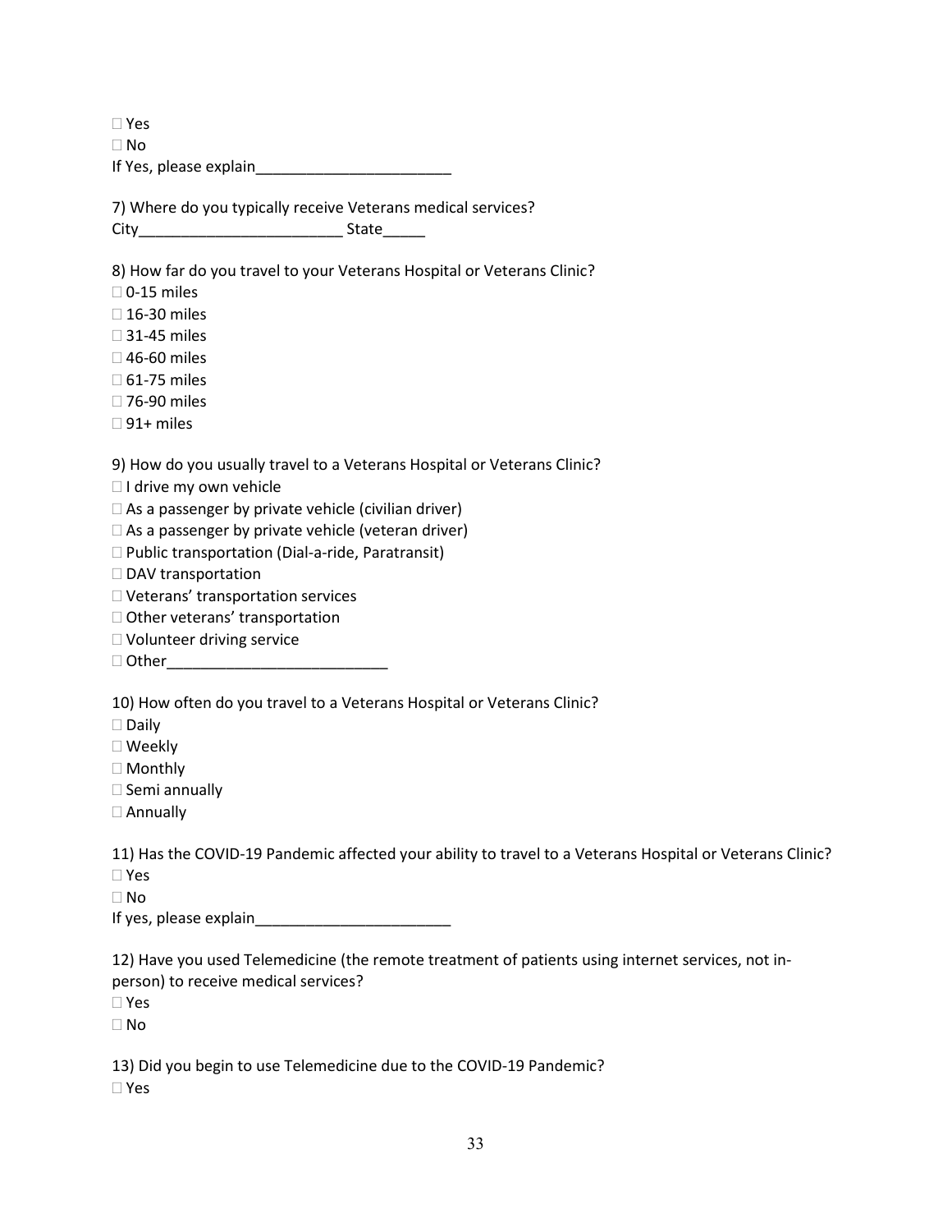☐ Yes
☐ No
If Yes, please explain_______________________

7) Where do you typically receive Veterans medical services?
City________________________ State_____

8) How far do you travel to your Veterans Hospital or Veterans Clinic?
☐ 0-15 miles
☐ 16-30 miles
☐ 31-45 miles
☐ 46-60 miles
☐ 61-75 miles
☐ 76-90 miles
☐ 91+ miles

9) How do you usually travel to a Veterans Hospital or Veterans Clinic?
☐ I drive my own vehicle
☐ As a passenger by private vehicle (civilian driver)
☐ As a passenger by private vehicle (veteran driver)
☐ Public transportation (Dial-a-ride, Paratransit)
☐ DAV transportation
☐ Veterans' transportation services
☐ Other veterans' transportation
☐ Volunteer driving service
☐ Other__________________________

10) How often do you travel to a Veterans Hospital or Veterans Clinic?
☐ Daily
☐ Weekly
☐ Monthly
☐ Semi annually
☐ Annually

11) Has the COVID-19 Pandemic affected your ability to travel to a Veterans Hospital or Veterans Clinic?
☐ Yes
☐ No
If yes, please explain_______________________

12) Have you used Telemedicine (the remote treatment of patients using internet services, not in-person) to receive medical services?
☐ Yes
☐ No

13) Did you begin to use Telemedicine due to the COVID-19 Pandemic?
☐ Yes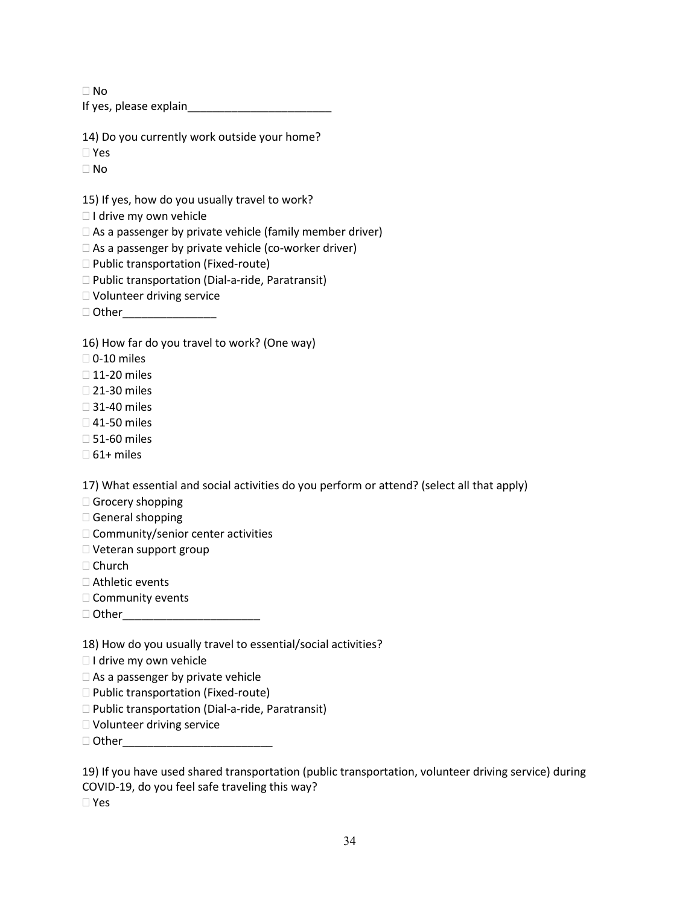☐ No

If yes, please explain_______________________

14) Do you currently work outside your home?

☐ Yes

☐ No

15) If yes, how do you usually travel to work?

☐ I drive my own vehicle

☐ As a passenger by private vehicle (family member driver)

☐ As a passenger by private vehicle (co-worker driver)

☐ Public transportation (Fixed-route)

☐ Public transportation (Dial-a-ride, Paratransit)

☐ Volunteer driving service

☐ Other_______________

16) How far do you travel to work? (One way)

☐ 0-10 miles

☐ 11-20 miles

☐ 21-30 miles

☐ 31-40 miles

☐ 41-50 miles

☐ 51-60 miles

☐ 61+ miles

17) What essential and social activities do you perform or attend? (select all that apply)

☐ Grocery shopping

☐ General shopping

☐ Community/senior center activities

☐ Veteran support group

☐ Church

☐ Athletic events

☐ Community events

☐ Other______________________

18) How do you usually travel to essential/social activities?

☐ I drive my own vehicle

☐ As a passenger by private vehicle

☐ Public transportation (Fixed-route)

☐ Public transportation (Dial-a-ride, Paratransit)

☐ Volunteer driving service

☐ Other________________________

19) If you have used shared transportation (public transportation, volunteer driving service) during COVID-19, do you feel safe traveling this way?

☐ Yes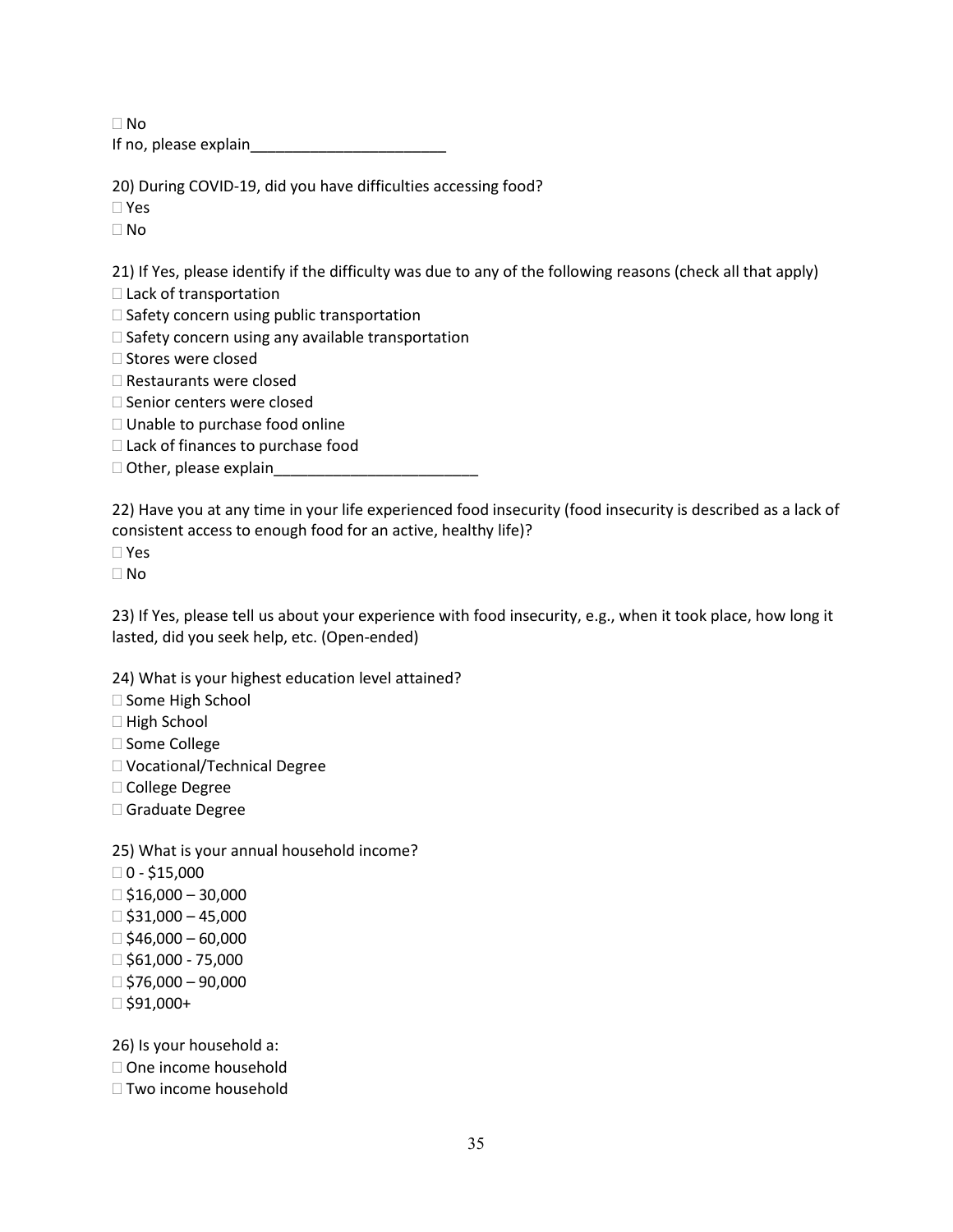☐ No

If no, please explain_______________________

20) During COVID-19, did you have difficulties accessing food?

☐ Yes

☐ No

21) If Yes, please identify if the difficulty was due to any of the following reasons (check all that apply)

☐ Lack of transportation

☐ Safety concern using public transportation

☐ Safety concern using any available transportation

☐ Stores were closed

☐ Restaurants were closed

☐ Senior centers were closed

☐ Unable to purchase food online

☐ Lack of finances to purchase food

☐ Other, please explain________________________

22) Have you at any time in your life experienced food insecurity (food insecurity is described as a lack of consistent access to enough food for an active, healthy life)?

☐ Yes

☐ No

23) If Yes, please tell us about your experience with food insecurity, e.g., when it took place, how long it lasted, did you seek help, etc. (Open-ended)

24) What is your highest education level attained?

☐ Some High School

☐ High School

☐ Some College

☐ Vocational/Technical Degree

☐ College Degree

☐ Graduate Degree

25) What is your annual household income?

☐ 0 - $15,000

☐ $16,000 – 30,000

☐ $31,000 – 45,000

☐ $46,000 – 60,000

☐ $61,000 - 75,000

☐ $76,000 – 90,000

☐ $91,000+

26) Is your household a:

☐ One income household

☐ Two income household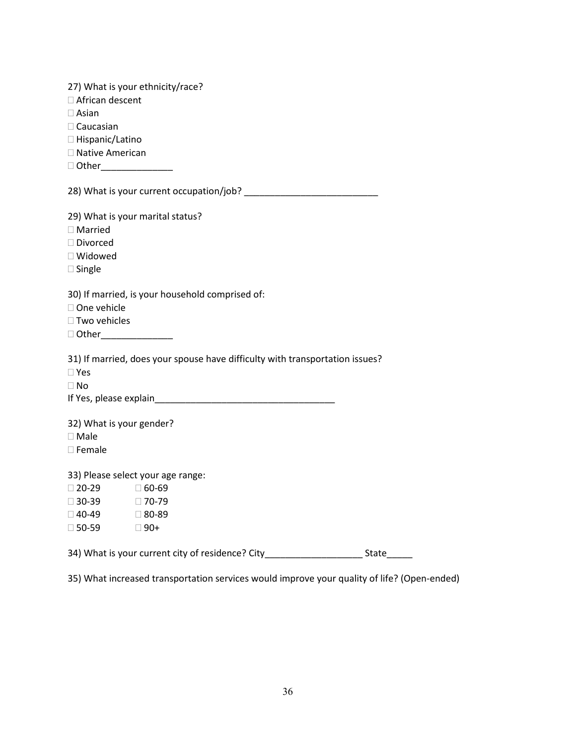27) What is your ethnicity/race?
□ African descent
□ Asian
□ Caucasian
□ Hispanic/Latino
□ Native American
□ Other______________

28) What is your current occupation/job? __________________________

29) What is your marital status?
□ Married
□ Divorced
□ Widowed
□ Single

30) If married, is your household comprised of:
□ One vehicle
□ Two vehicles
□ Other______________

31) If married, does your spouse have difficulty with transportation issues?
□ Yes
□ No
If Yes, please explain___________________________________

32) What is your gender?
□ Male
□ Female

33) Please select your age range:

| | |
|---|---|
| □ 20-29 | □ 60-69 |
| □ 30-39 | □ 70-79 |
| □ 40-49 | □ 80-89 |
| □ 50-59 | □ 90+ |

34) What is your current city of residence? City___________________ State_____

35) What increased transportation services would improve your quality of life? (Open-ended)